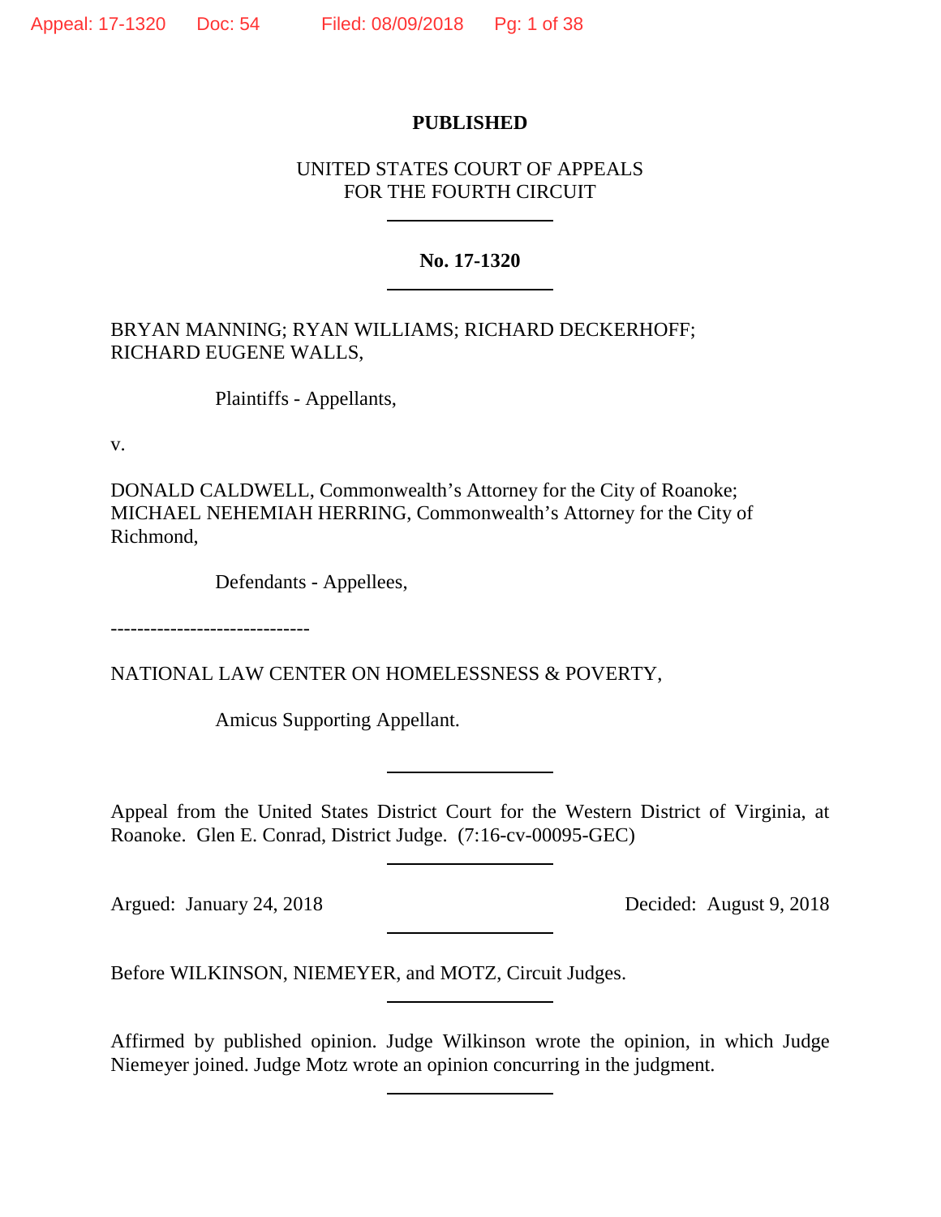**PUBLISHED**

UNITED STATES COURT OF APPEALS
FOR THE FOURTH CIRCUIT

**No. 17-1320**

BRYAN MANNING; RYAN WILLIAMS; RICHARD DECKERHOFF; RICHARD EUGENE WALLS,

Plaintiffs - Appellants,

v.

DONALD CALDWELL, Commonwealth's Attorney for the City of Roanoke; MICHAEL NEHEMIAH HERRING, Commonwealth's Attorney for the City of Richmond,

Defendants - Appellees,

------------------------------

NATIONAL LAW CENTER ON HOMELESSNESS & POVERTY,

Amicus Supporting Appellant.

Appeal from the United States District Court for the Western District of Virginia, at Roanoke. Glen E. Conrad, District Judge. (7:16-cv-00095-GEC)

Argued: January 24, 2018 Decided: August 9, 2018

Before WILKINSON, NIEMEYER, and MOTZ, Circuit Judges.

Affirmed by published opinion. Judge Wilkinson wrote the opinion, in which Judge Niemeyer joined. Judge Motz wrote an opinion concurring in the judgment.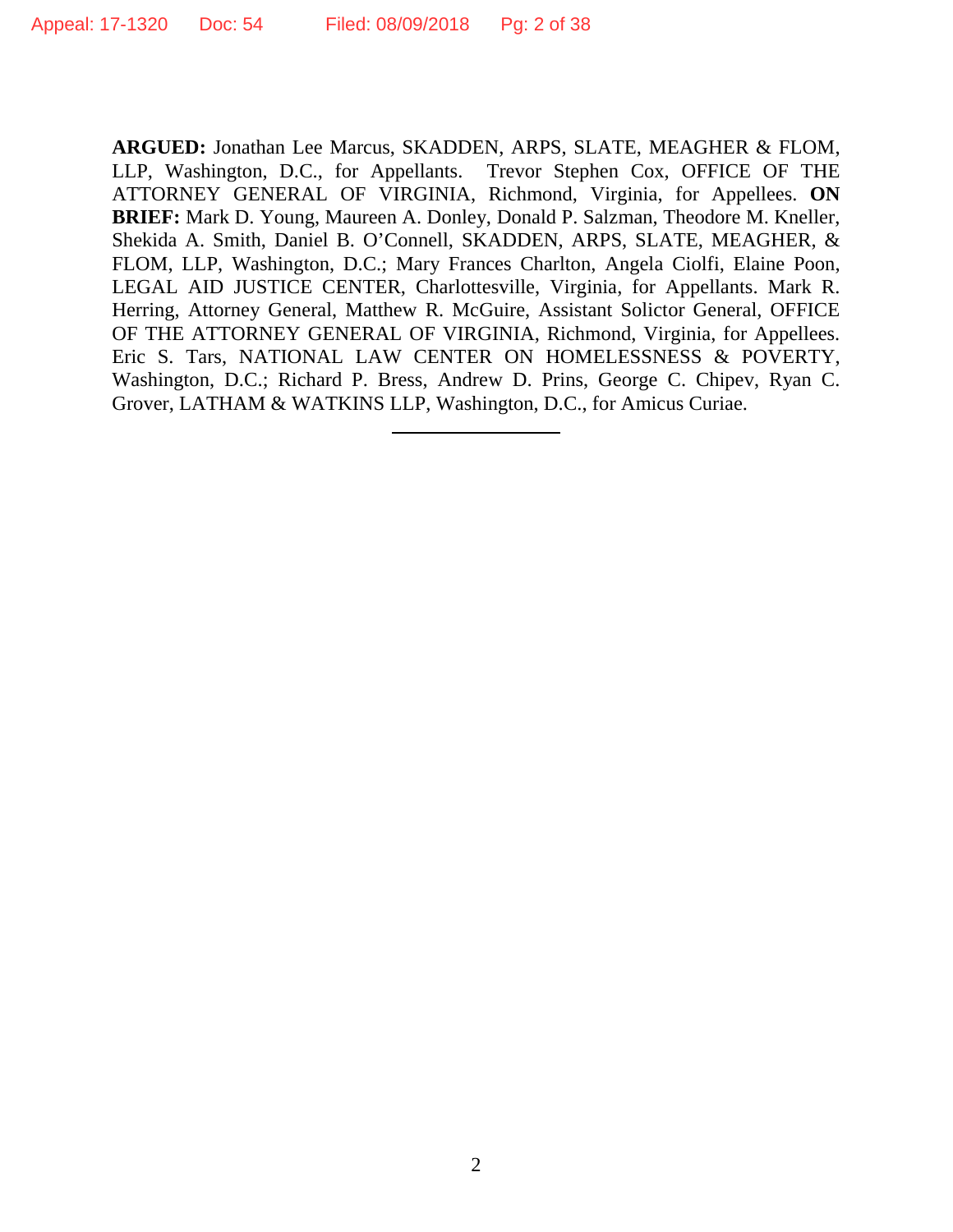**ARGUED:** Jonathan Lee Marcus, SKADDEN, ARPS, SLATE, MEAGHER & FLOM, LLP, Washington, D.C., for Appellants. Trevor Stephen Cox, OFFICE OF THE ATTORNEY GENERAL OF VIRGINIA, Richmond, Virginia, for Appellees. **ON BRIEF:** Mark D. Young, Maureen A. Donley, Donald P. Salzman, Theodore M. Kneller, Shekida A. Smith, Daniel B. O'Connell, SKADDEN, ARPS, SLATE, MEAGHER, & FLOM, LLP, Washington, D.C.; Mary Frances Charlton, Angela Ciolfi, Elaine Poon, LEGAL AID JUSTICE CENTER, Charlottesville, Virginia, for Appellants. Mark R. Herring, Attorney General, Matthew R. McGuire, Assistant Solictor General, OFFICE OF THE ATTORNEY GENERAL OF VIRGINIA, Richmond, Virginia, for Appellees. Eric S. Tars, NATIONAL LAW CENTER ON HOMELESSNESS & POVERTY, Washington, D.C.; Richard P. Bress, Andrew D. Prins, George C. Chipev, Ryan C. Grover, LATHAM & WATKINS LLP, Washington, D.C., for Amicus Curiae.

---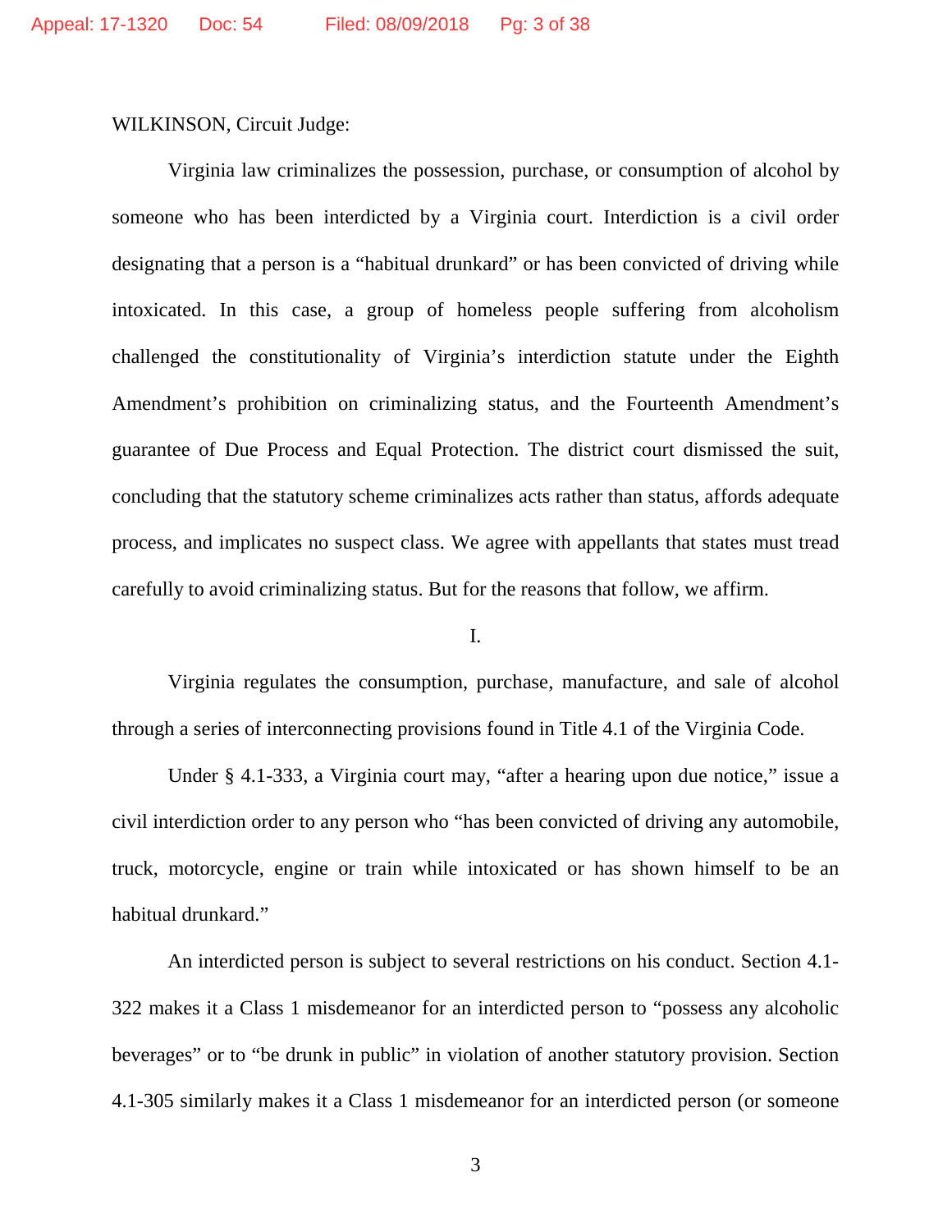WILKINSON, Circuit Judge:

Virginia law criminalizes the possession, purchase, or consumption of alcohol by someone who has been interdicted by a Virginia court. Interdiction is a civil order designating that a person is a "habitual drunkard" or has been convicted of driving while intoxicated. In this case, a group of homeless people suffering from alcoholism challenged the constitutionality of Virginia's interdiction statute under the Eighth Amendment's prohibition on criminalizing status, and the Fourteenth Amendment's guarantee of Due Process and Equal Protection. The district court dismissed the suit, concluding that the statutory scheme criminalizes acts rather than status, affords adequate process, and implicates no suspect class. We agree with appellants that states must tread carefully to avoid criminalizing status. But for the reasons that follow, we affirm.

I.

Virginia regulates the consumption, purchase, manufacture, and sale of alcohol through a series of interconnecting provisions found in Title 4.1 of the Virginia Code.

Under § 4.1-333, a Virginia court may, "after a hearing upon due notice," issue a civil interdiction order to any person who "has been convicted of driving any automobile, truck, motorcycle, engine or train while intoxicated or has shown himself to be an habitual drunkard."

An interdicted person is subject to several restrictions on his conduct. Section 4.1-322 makes it a Class 1 misdemeanor for an interdicted person to "possess any alcoholic beverages" or to "be drunk in public" in violation of another statutory provision. Section 4.1-305 similarly makes it a Class 1 misdemeanor for an interdicted person (or someone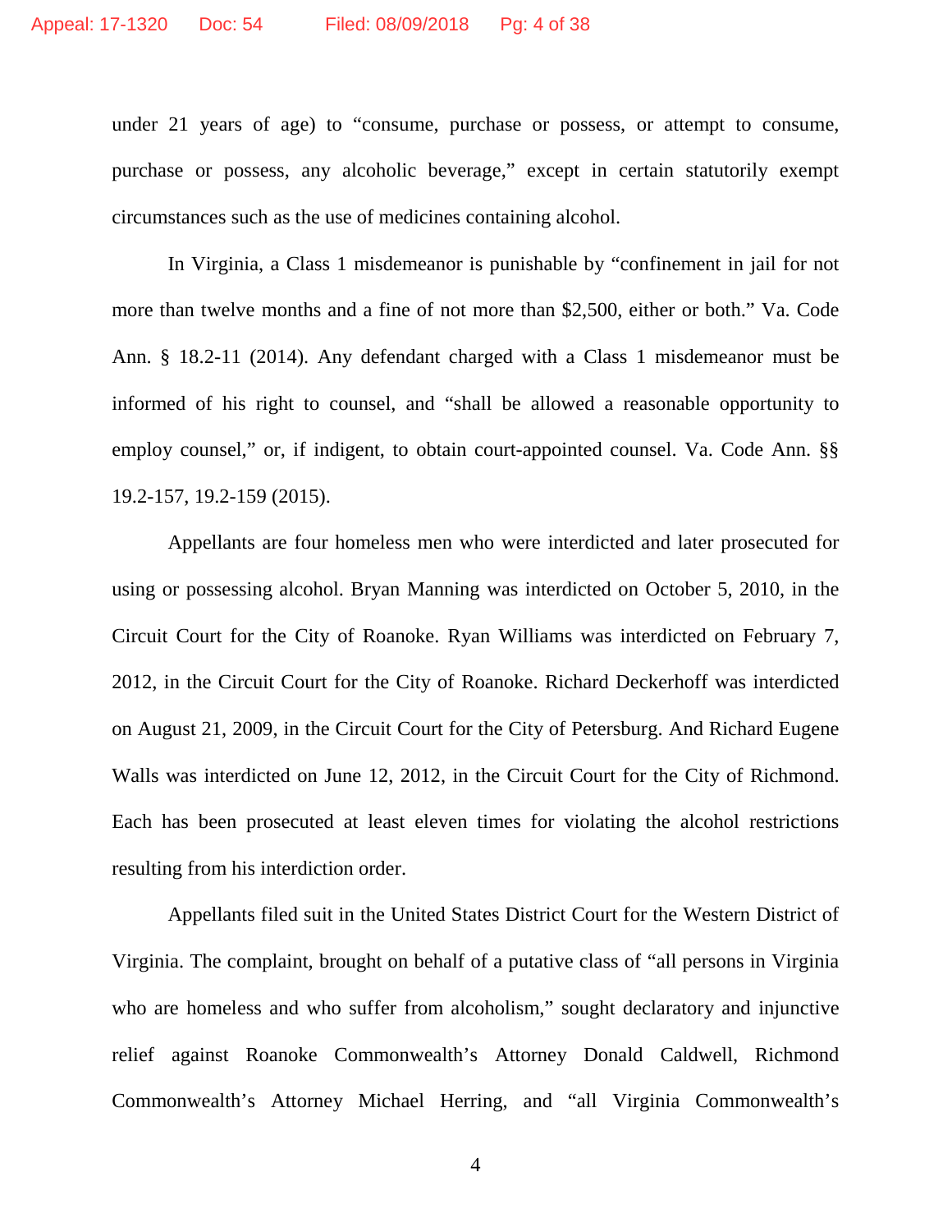under 21 years of age) to “consume, purchase or possess, or attempt to consume, purchase or possess, any alcoholic beverage,” except in certain statutorily exempt circumstances such as the use of medicines containing alcohol.

In Virginia, a Class 1 misdemeanor is punishable by “confinement in jail for not more than twelve months and a fine of not more than $2,500, either or both.” Va. Code Ann. § 18.2-11 (2014). Any defendant charged with a Class 1 misdemeanor must be informed of his right to counsel, and “shall be allowed a reasonable opportunity to employ counsel,” or, if indigent, to obtain court-appointed counsel. Va. Code Ann. §§ 19.2-157, 19.2-159 (2015).

Appellants are four homeless men who were interdicted and later prosecuted for using or possessing alcohol. Bryan Manning was interdicted on October 5, 2010, in the Circuit Court for the City of Roanoke. Ryan Williams was interdicted on February 7, 2012, in the Circuit Court for the City of Roanoke. Richard Deckerhoff was interdicted on August 21, 2009, in the Circuit Court for the City of Petersburg. And Richard Eugene Walls was interdicted on June 12, 2012, in the Circuit Court for the City of Richmond. Each has been prosecuted at least eleven times for violating the alcohol restrictions resulting from his interdiction order.

Appellants filed suit in the United States District Court for the Western District of Virginia. The complaint, brought on behalf of a putative class of “all persons in Virginia who are homeless and who suffer from alcoholism,” sought declaratory and injunctive relief against Roanoke Commonwealth’s Attorney Donald Caldwell, Richmond Commonwealth’s Attorney Michael Herring, and “all Virginia Commonwealth’s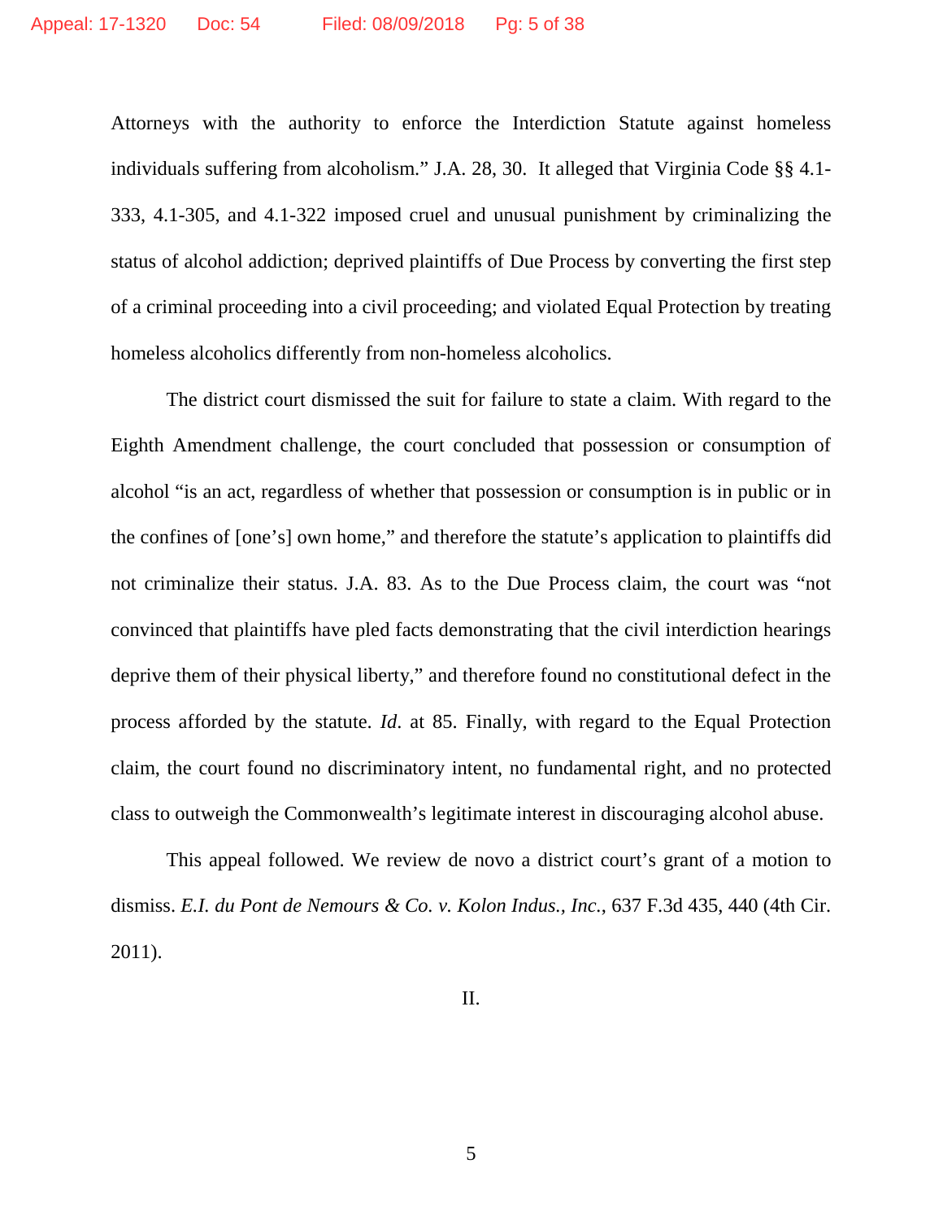Attorneys with the authority to enforce the Interdiction Statute against homeless individuals suffering from alcoholism." J.A. 28, 30. It alleged that Virginia Code §§ 4.1-333, 4.1-305, and 4.1-322 imposed cruel and unusual punishment by criminalizing the status of alcohol addiction; deprived plaintiffs of Due Process by converting the first step of a criminal proceeding into a civil proceeding; and violated Equal Protection by treating homeless alcoholics differently from non-homeless alcoholics.

The district court dismissed the suit for failure to state a claim. With regard to the Eighth Amendment challenge, the court concluded that possession or consumption of alcohol "is an act, regardless of whether that possession or consumption is in public or in the confines of [one's] own home," and therefore the statute's application to plaintiffs did not criminalize their status. J.A. 83. As to the Due Process claim, the court was "not convinced that plaintiffs have pled facts demonstrating that the civil interdiction hearings deprive them of their physical liberty," and therefore found no constitutional defect in the process afforded by the statute. *Id*. at 85. Finally, with regard to the Equal Protection claim, the court found no discriminatory intent, no fundamental right, and no protected class to outweigh the Commonwealth's legitimate interest in discouraging alcohol abuse.

This appeal followed. We review de novo a district court's grant of a motion to dismiss. *E.I. du Pont de Nemours & Co. v. Kolon Indus., Inc.*, 637 F.3d 435, 440 (4th Cir. 2011).

## II.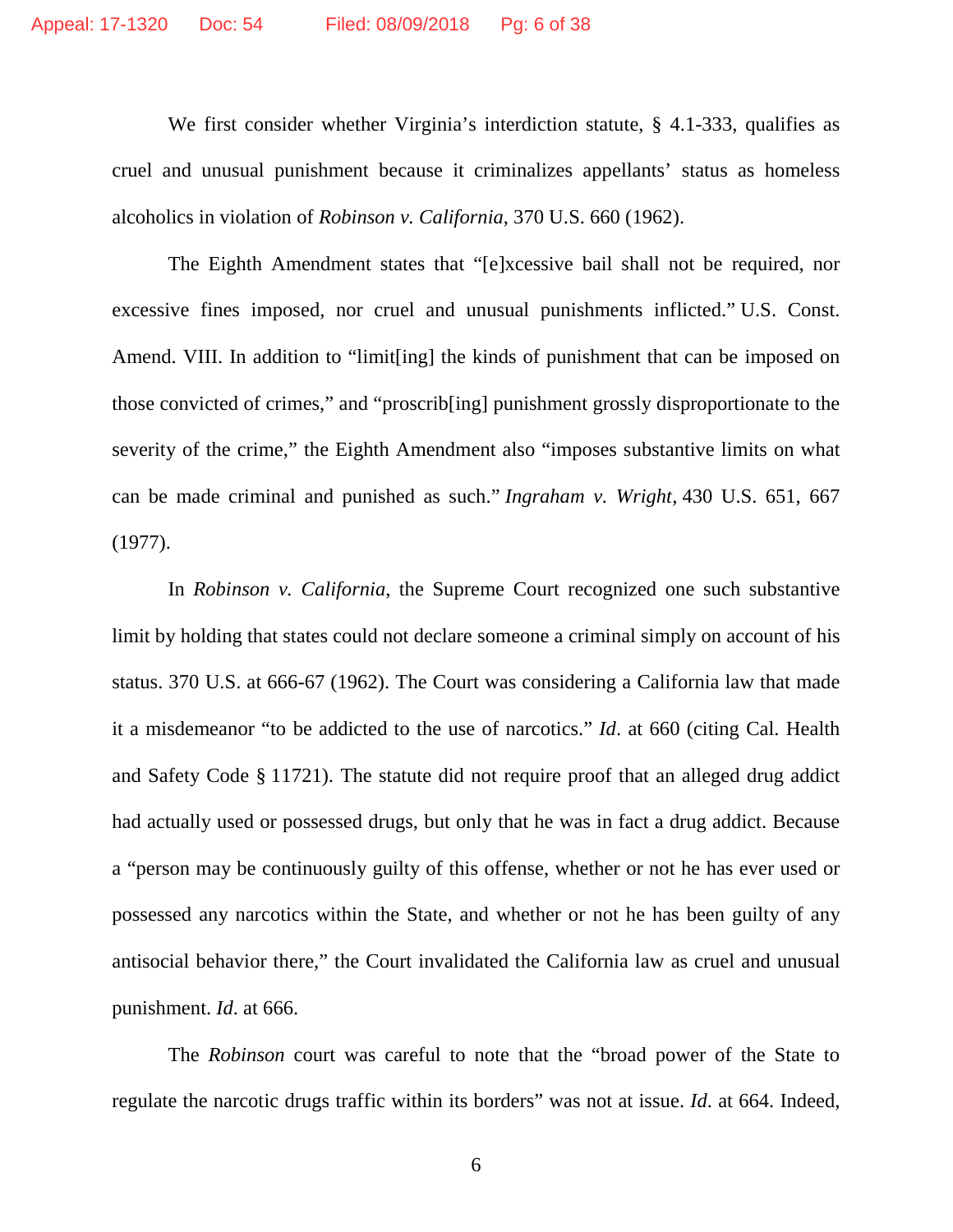We first consider whether Virginia's interdiction statute, § 4.1-333, qualifies as cruel and unusual punishment because it criminalizes appellants' status as homeless alcoholics in violation of *Robinson v. California*, 370 U.S. 660 (1962).

The Eighth Amendment states that "[e]xcessive bail shall not be required, nor excessive fines imposed, nor cruel and unusual punishments inflicted." U.S. Const. Amend. VIII. In addition to "limit[ing] the kinds of punishment that can be imposed on those convicted of crimes," and "proscrib[ing] punishment grossly disproportionate to the severity of the crime," the Eighth Amendment also "imposes substantive limits on what can be made criminal and punished as such." *Ingraham v. Wright*, 430 U.S. 651, 667 (1977).

In *Robinson v. California*, the Supreme Court recognized one such substantive limit by holding that states could not declare someone a criminal simply on account of his status. 370 U.S. at 666-67 (1962). The Court was considering a California law that made it a misdemeanor "to be addicted to the use of narcotics." *Id*. at 660 (citing Cal. Health and Safety Code § 11721). The statute did not require proof that an alleged drug addict had actually used or possessed drugs, but only that he was in fact a drug addict. Because a "person may be continuously guilty of this offense, whether or not he has ever used or possessed any narcotics within the State, and whether or not he has been guilty of any antisocial behavior there," the Court invalidated the California law as cruel and unusual punishment. *Id*. at 666.

The *Robinson* court was careful to note that the "broad power of the State to regulate the narcotic drugs traffic within its borders" was not at issue. *Id*. at 664. Indeed,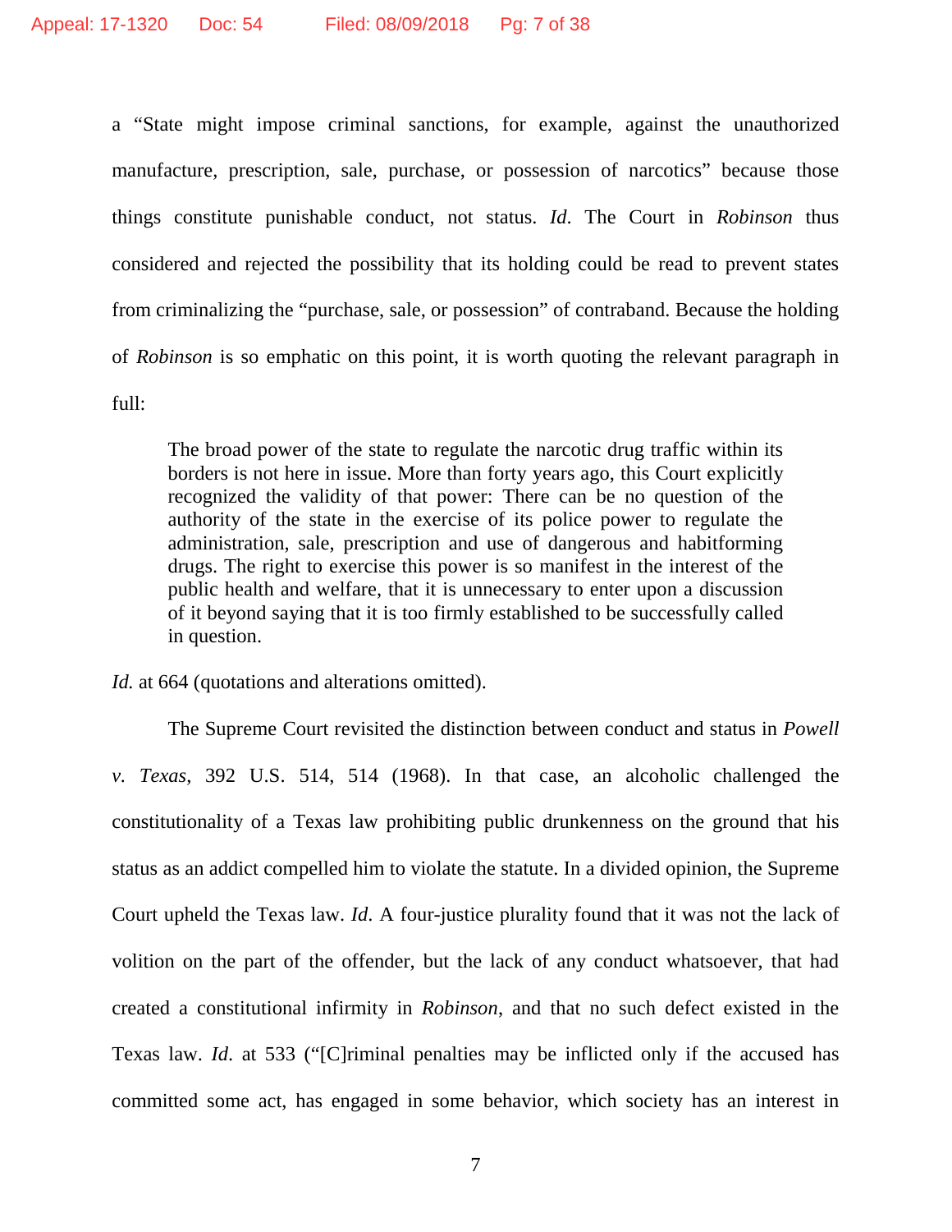a "State might impose criminal sanctions, for example, against the unauthorized manufacture, prescription, sale, purchase, or possession of narcotics" because those things constitute punishable conduct, not status. *Id*. The Court in *Robinson* thus considered and rejected the possibility that its holding could be read to prevent states from criminalizing the "purchase, sale, or possession" of contraband. Because the holding of *Robinson* is so emphatic on this point, it is worth quoting the relevant paragraph in full:

> The broad power of the state to regulate the narcotic drug traffic within its borders is not here in issue. More than forty years ago, this Court explicitly recognized the validity of that power: There can be no question of the authority of the state in the exercise of its police power to regulate the administration, sale, prescription and use of dangerous and habitforming drugs. The right to exercise this power is so manifest in the interest of the public health and welfare, that it is unnecessary to enter upon a discussion of it beyond saying that it is too firmly established to be successfully called in question.

*Id.* at 664 (quotations and alterations omitted).

The Supreme Court revisited the distinction between conduct and status in *Powell v. Texas*, 392 U.S. 514, 514 (1968). In that case, an alcoholic challenged the constitutionality of a Texas law prohibiting public drunkenness on the ground that his status as an addict compelled him to violate the statute. In a divided opinion, the Supreme Court upheld the Texas law. *Id.* A four-justice plurality found that it was not the lack of volition on the part of the offender, but the lack of any conduct whatsoever, that had created a constitutional infirmity in *Robinson*, and that no such defect existed in the Texas law. *Id.* at 533 ("[C]riminal penalties may be inflicted only if the accused has committed some act, has engaged in some behavior, which society has an interest in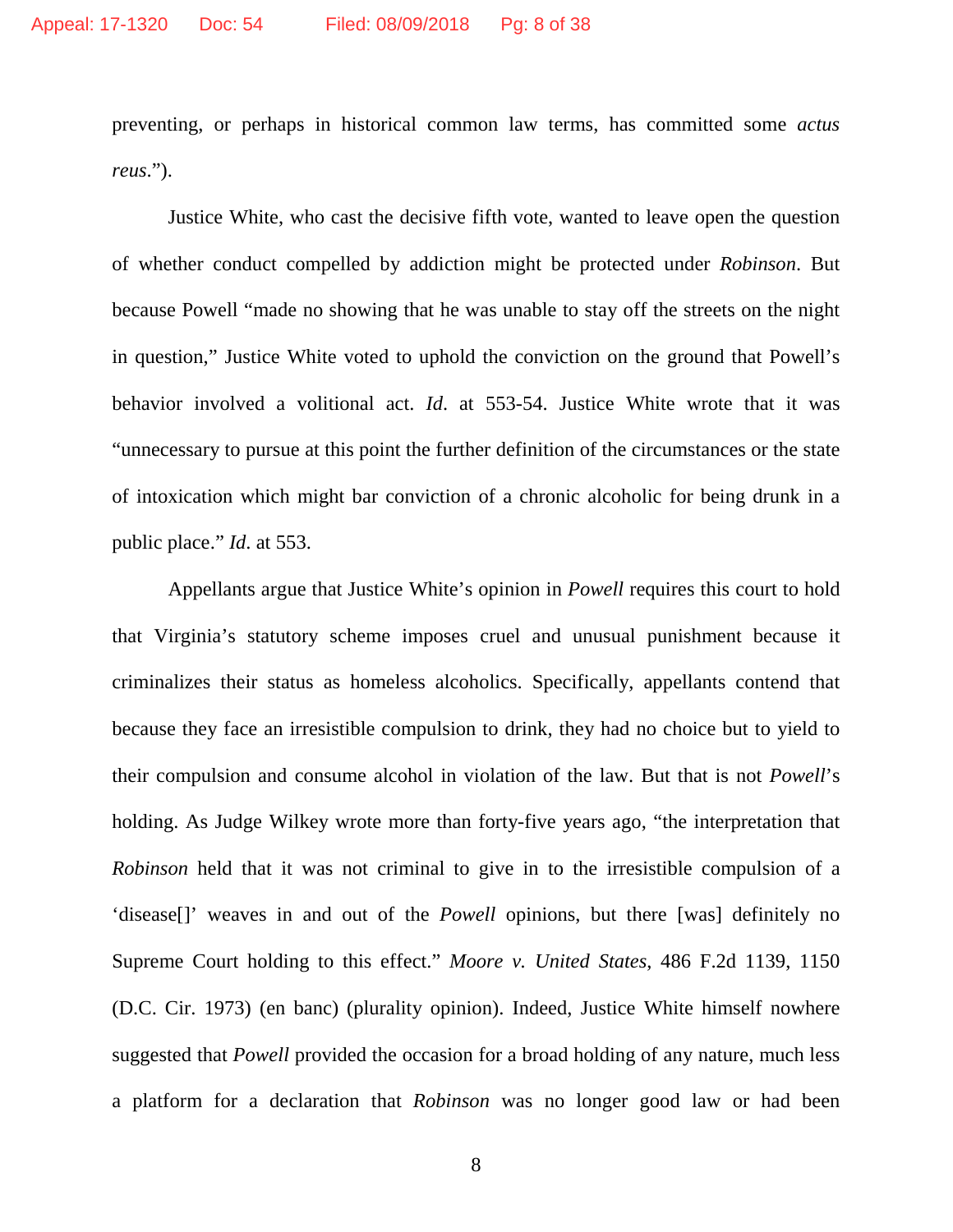preventing, or perhaps in historical common law terms, has committed some *actus reus*.").

Justice White, who cast the decisive fifth vote, wanted to leave open the question of whether conduct compelled by addiction might be protected under *Robinson*. But because Powell "made no showing that he was unable to stay off the streets on the night in question," Justice White voted to uphold the conviction on the ground that Powell's behavior involved a volitional act. *Id*. at 553-54. Justice White wrote that it was "unnecessary to pursue at this point the further definition of the circumstances or the state of intoxication which might bar conviction of a chronic alcoholic for being drunk in a public place." *Id*. at 553.

Appellants argue that Justice White's opinion in *Powell* requires this court to hold that Virginia's statutory scheme imposes cruel and unusual punishment because it criminalizes their status as homeless alcoholics. Specifically, appellants contend that because they face an irresistible compulsion to drink, they had no choice but to yield to their compulsion and consume alcohol in violation of the law. But that is not *Powell*'s holding. As Judge Wilkey wrote more than forty-five years ago, "the interpretation that *Robinson* held that it was not criminal to give in to the irresistible compulsion of a 'disease[]' weaves in and out of the *Powell* opinions, but there [was] definitely no Supreme Court holding to this effect." *Moore v. United States*, 486 F.2d 1139, 1150 (D.C. Cir. 1973) (en banc) (plurality opinion). Indeed, Justice White himself nowhere suggested that *Powell* provided the occasion for a broad holding of any nature, much less a platform for a declaration that *Robinson* was no longer good law or had been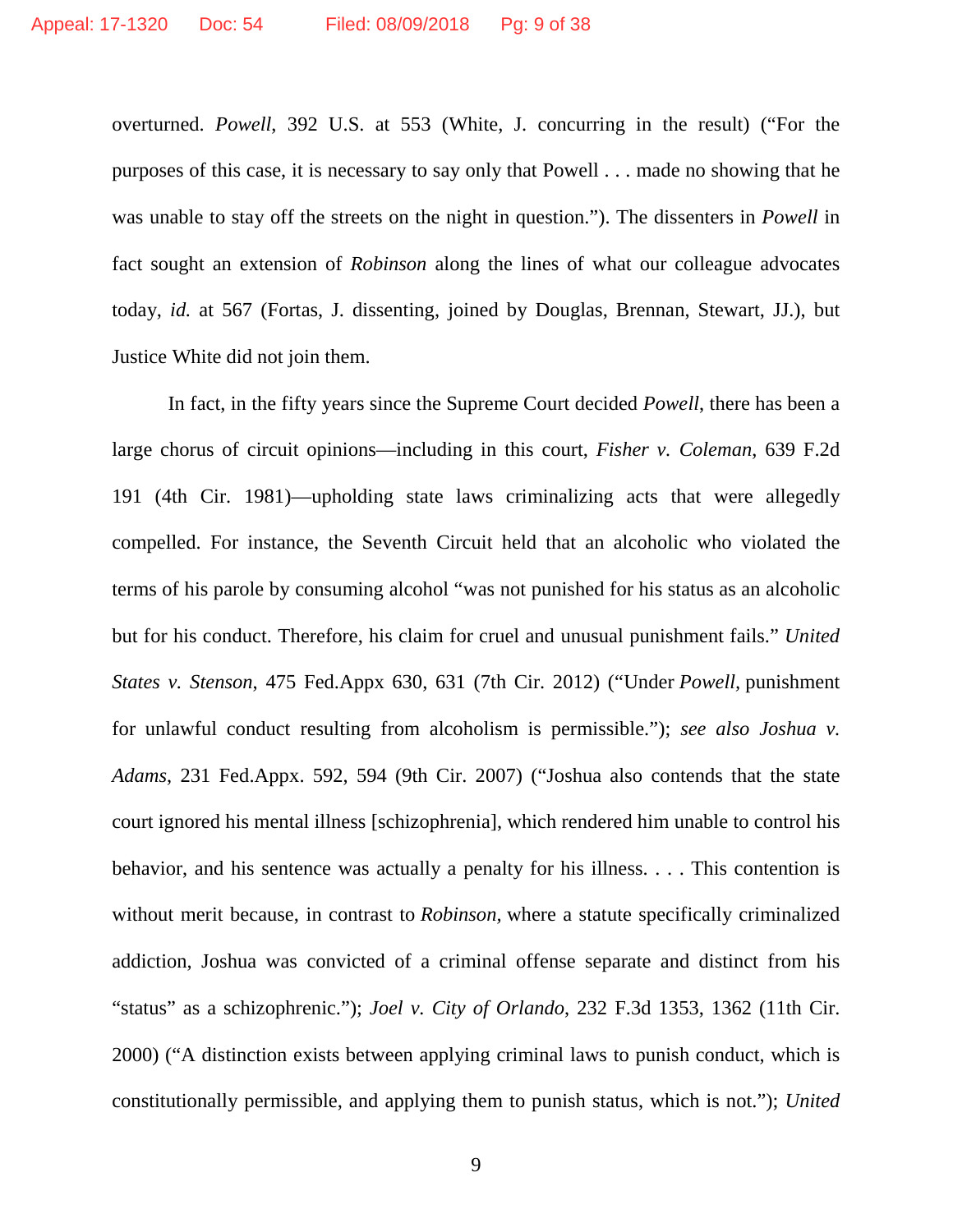overturned. *Powell*, 392 U.S. at 553 (White, J. concurring in the result) ("For the purposes of this case, it is necessary to say only that Powell . . . made no showing that he was unable to stay off the streets on the night in question."). The dissenters in *Powell* in fact sought an extension of *Robinson* along the lines of what our colleague advocates today, *id.* at 567 (Fortas, J. dissenting, joined by Douglas, Brennan, Stewart, JJ.), but Justice White did not join them.

In fact, in the fifty years since the Supreme Court decided *Powell*, there has been a large chorus of circuit opinions—including in this court, *Fisher v. Coleman*, 639 F.2d 191 (4th Cir. 1981)—upholding state laws criminalizing acts that were allegedly compelled. For instance, the Seventh Circuit held that an alcoholic who violated the terms of his parole by consuming alcohol "was not punished for his status as an alcoholic but for his conduct. Therefore, his claim for cruel and unusual punishment fails." *United States v. Stenson*, 475 Fed.Appx 630, 631 (7th Cir. 2012) ("Under *Powell*, punishment for unlawful conduct resulting from alcoholism is permissible."); *see also Joshua v. Adams*, 231 Fed.Appx. 592, 594 (9th Cir. 2007) ("Joshua also contends that the state court ignored his mental illness [schizophrenia], which rendered him unable to control his behavior, and his sentence was actually a penalty for his illness. . . . This contention is without merit because, in contrast to *Robinson*, where a statute specifically criminalized addiction, Joshua was convicted of a criminal offense separate and distinct from his "status" as a schizophrenic."); *Joel v. City of Orlando*, 232 F.3d 1353, 1362 (11th Cir. 2000) ("A distinction exists between applying criminal laws to punish conduct, which is constitutionally permissible, and applying them to punish status, which is not."); *United*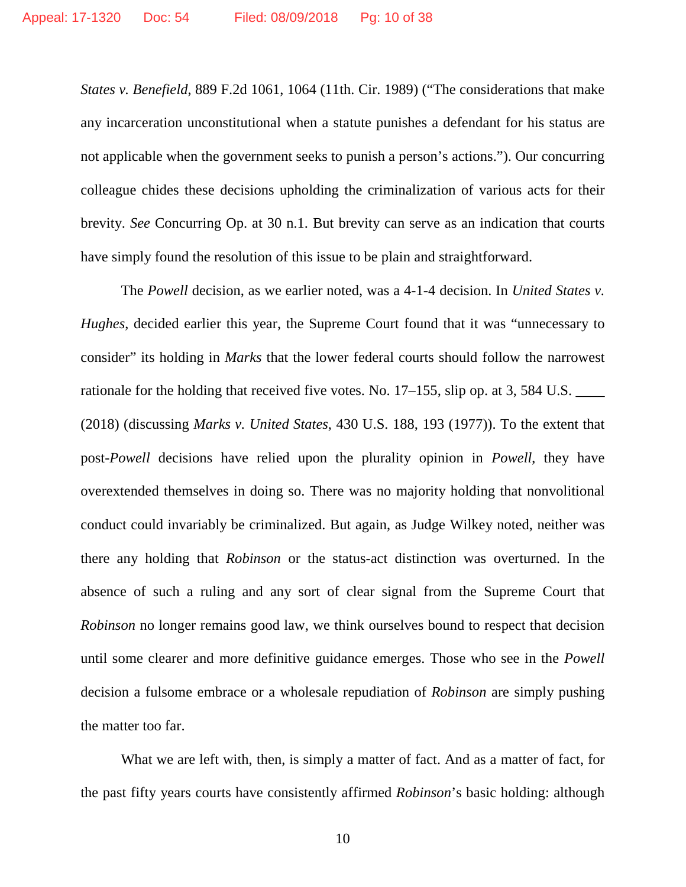*States v. Benefield*, 889 F.2d 1061, 1064 (11th. Cir. 1989) ("The considerations that make any incarceration unconstitutional when a statute punishes a defendant for his status are not applicable when the government seeks to punish a person's actions."). Our concurring colleague chides these decisions upholding the criminalization of various acts for their brevity. *See* Concurring Op. at 30 n.1. But brevity can serve as an indication that courts have simply found the resolution of this issue to be plain and straightforward.

The *Powell* decision, as we earlier noted, was a 4-1-4 decision. In *United States v. Hughes*, decided earlier this year, the Supreme Court found that it was "unnecessary to consider" its holding in *Marks* that the lower federal courts should follow the narrowest rationale for the holding that received five votes. No. 17–155, slip op. at 3, 584 U.S. ____ (2018) (discussing *Marks v. United States*, 430 U.S. 188, 193 (1977)). To the extent that post-*Powell* decisions have relied upon the plurality opinion in *Powell*, they have overextended themselves in doing so. There was no majority holding that nonvolitional conduct could invariably be criminalized. But again, as Judge Wilkey noted, neither was there any holding that *Robinson* or the status-act distinction was overturned. In the absence of such a ruling and any sort of clear signal from the Supreme Court that *Robinson* no longer remains good law, we think ourselves bound to respect that decision until some clearer and more definitive guidance emerges. Those who see in the *Powell* decision a fulsome embrace or a wholesale repudiation of *Robinson* are simply pushing the matter too far.

What we are left with, then, is simply a matter of fact. And as a matter of fact, for the past fifty years courts have consistently affirmed *Robinson*'s basic holding: although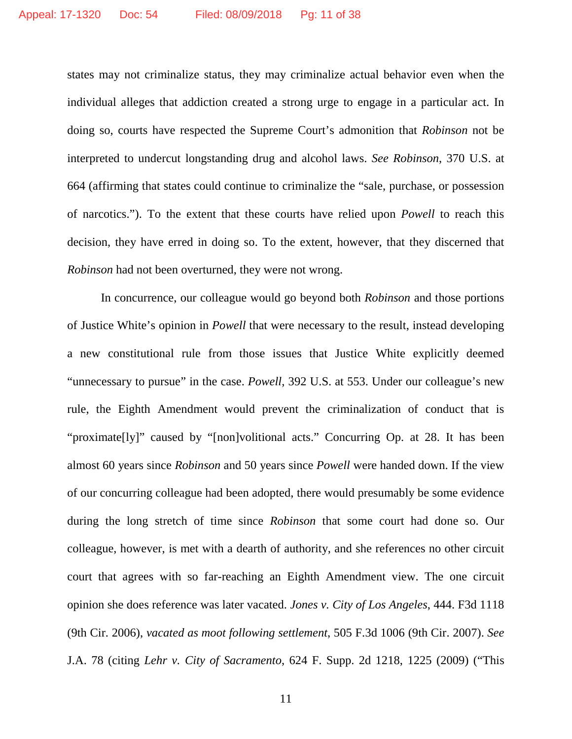states may not criminalize status, they may criminalize actual behavior even when the individual alleges that addiction created a strong urge to engage in a particular act. In doing so, courts have respected the Supreme Court's admonition that *Robinson* not be interpreted to undercut longstanding drug and alcohol laws. *See Robinson*, 370 U.S. at 664 (affirming that states could continue to criminalize the "sale, purchase, or possession of narcotics."). To the extent that these courts have relied upon *Powell* to reach this decision, they have erred in doing so. To the extent, however, that they discerned that *Robinson* had not been overturned, they were not wrong.

In concurrence, our colleague would go beyond both *Robinson* and those portions of Justice White's opinion in *Powell* that were necessary to the result, instead developing a new constitutional rule from those issues that Justice White explicitly deemed "unnecessary to pursue" in the case. *Powell*, 392 U.S. at 553. Under our colleague's new rule, the Eighth Amendment would prevent the criminalization of conduct that is "proximate[ly]" caused by "[non]volitional acts." Concurring Op. at 28. It has been almost 60 years since *Robinson* and 50 years since *Powell* were handed down. If the view of our concurring colleague had been adopted, there would presumably be some evidence during the long stretch of time since *Robinson* that some court had done so. Our colleague, however, is met with a dearth of authority, and she references no other circuit court that agrees with so far-reaching an Eighth Amendment view. The one circuit opinion she does reference was later vacated. *Jones v. City of Los Angeles*, 444. F3d 1118 (9th Cir. 2006), *vacated as moot following settlement*, 505 F.3d 1006 (9th Cir. 2007). *See* J.A. 78 (citing *Lehr v. City of Sacramento*, 624 F. Supp. 2d 1218, 1225 (2009) ("This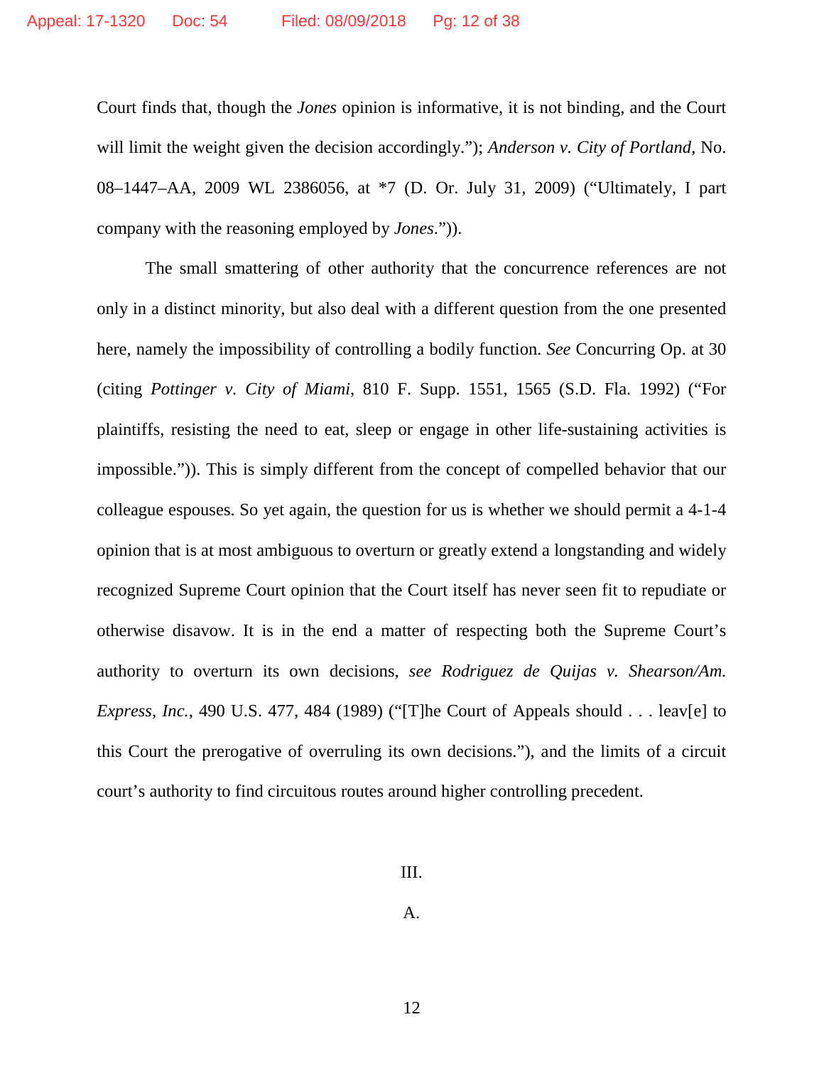Court finds that, though the *Jones* opinion is informative, it is not binding, and the Court will limit the weight given the decision accordingly."); *Anderson v. City of Portland*, No. 08–1447–AA, 2009 WL 2386056, at *7 (D. Or. July 31, 2009) ("Ultimately, I part company with the reasoning employed by *Jones*.")).

The small smattering of other authority that the concurrence references are not only in a distinct minority, but also deal with a different question from the one presented here, namely the impossibility of controlling a bodily function. *See* Concurring Op. at 30 (citing *Pottinger v. City of Miami*, 810 F. Supp. 1551, 1565 (S.D. Fla. 1992) ("For plaintiffs, resisting the need to eat, sleep or engage in other life-sustaining activities is impossible.")). This is simply different from the concept of compelled behavior that our colleague espouses. So yet again, the question for us is whether we should permit a 4-1-4 opinion that is at most ambiguous to overturn or greatly extend a longstanding and widely recognized Supreme Court opinion that the Court itself has never seen fit to repudiate or otherwise disavow. It is in the end a matter of respecting both the Supreme Court's authority to overturn its own decisions, *see Rodriguez de Quijas v. Shearson/Am. Express, Inc.*, 490 U.S. 477, 484 (1989) ("[T]he Court of Appeals should . . . leav[e] to this Court the prerogative of overruling its own decisions."), and the limits of a circuit court's authority to find circuitous routes around higher controlling precedent.

## III.

### A.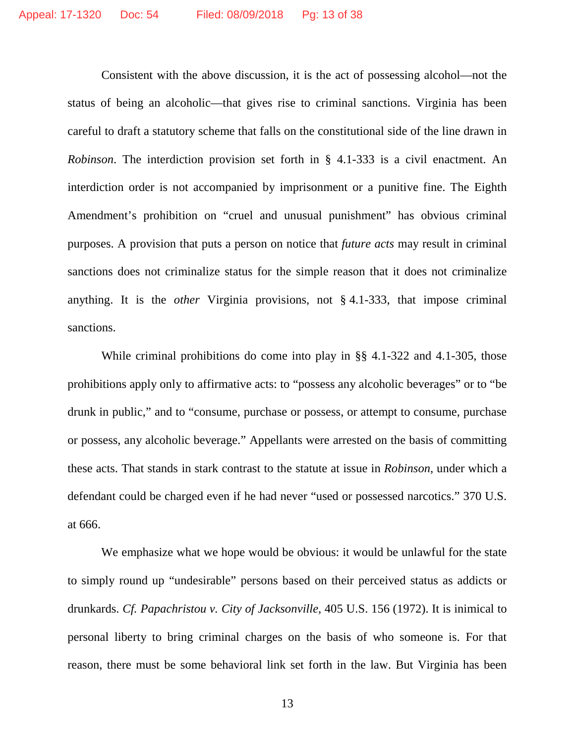Consistent with the above discussion, it is the act of possessing alcohol—not the status of being an alcoholic—that gives rise to criminal sanctions. Virginia has been careful to draft a statutory scheme that falls on the constitutional side of the line drawn in *Robinson*. The interdiction provision set forth in § 4.1-333 is a civil enactment. An interdiction order is not accompanied by imprisonment or a punitive fine. The Eighth Amendment's prohibition on "cruel and unusual punishment" has obvious criminal purposes. A provision that puts a person on notice that *future acts* may result in criminal sanctions does not criminalize status for the simple reason that it does not criminalize anything. It is the *other* Virginia provisions, not § 4.1-333, that impose criminal sanctions.

While criminal prohibitions do come into play in §§ 4.1-322 and 4.1-305, those prohibitions apply only to affirmative acts: to "possess any alcoholic beverages" or to "be drunk in public," and to "consume, purchase or possess, or attempt to consume, purchase or possess, any alcoholic beverage." Appellants were arrested on the basis of committing these acts. That stands in stark contrast to the statute at issue in *Robinson*, under which a defendant could be charged even if he had never "used or possessed narcotics." 370 U.S. at 666.

We emphasize what we hope would be obvious: it would be unlawful for the state to simply round up "undesirable" persons based on their perceived status as addicts or drunkards. *Cf. Papachristou v. City of Jacksonville*, 405 U.S. 156 (1972). It is inimical to personal liberty to bring criminal charges on the basis of who someone is. For that reason, there must be some behavioral link set forth in the law. But Virginia has been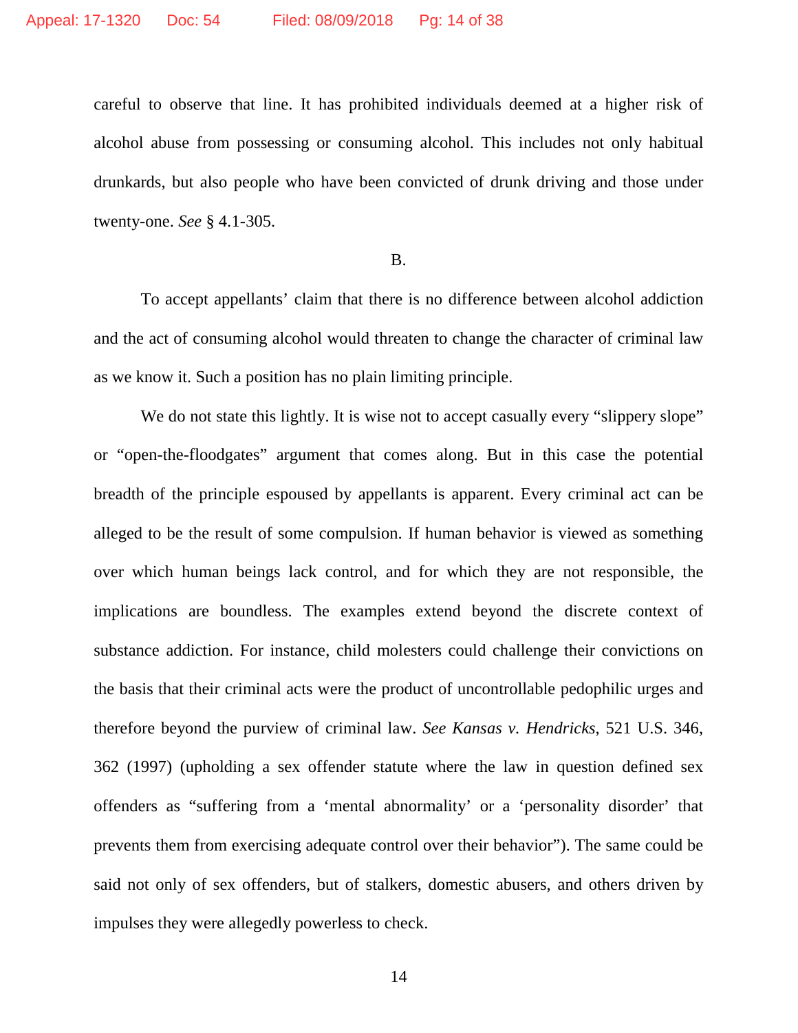careful to observe that line. It has prohibited individuals deemed at a higher risk of alcohol abuse from possessing or consuming alcohol. This includes not only habitual drunkards, but also people who have been convicted of drunk driving and those under twenty-one. *See* § 4.1-305.

B.

To accept appellants' claim that there is no difference between alcohol addiction and the act of consuming alcohol would threaten to change the character of criminal law as we know it. Such a position has no plain limiting principle.

We do not state this lightly. It is wise not to accept casually every "slippery slope" or "open-the-floodgates" argument that comes along. But in this case the potential breadth of the principle espoused by appellants is apparent. Every criminal act can be alleged to be the result of some compulsion. If human behavior is viewed as something over which human beings lack control, and for which they are not responsible, the implications are boundless. The examples extend beyond the discrete context of substance addiction. For instance, child molesters could challenge their convictions on the basis that their criminal acts were the product of uncontrollable pedophilic urges and therefore beyond the purview of criminal law. *See Kansas v. Hendricks*, 521 U.S. 346, 362 (1997) (upholding a sex offender statute where the law in question defined sex offenders as "suffering from a 'mental abnormality' or a 'personality disorder' that prevents them from exercising adequate control over their behavior"). The same could be said not only of sex offenders, but of stalkers, domestic abusers, and others driven by impulses they were allegedly powerless to check.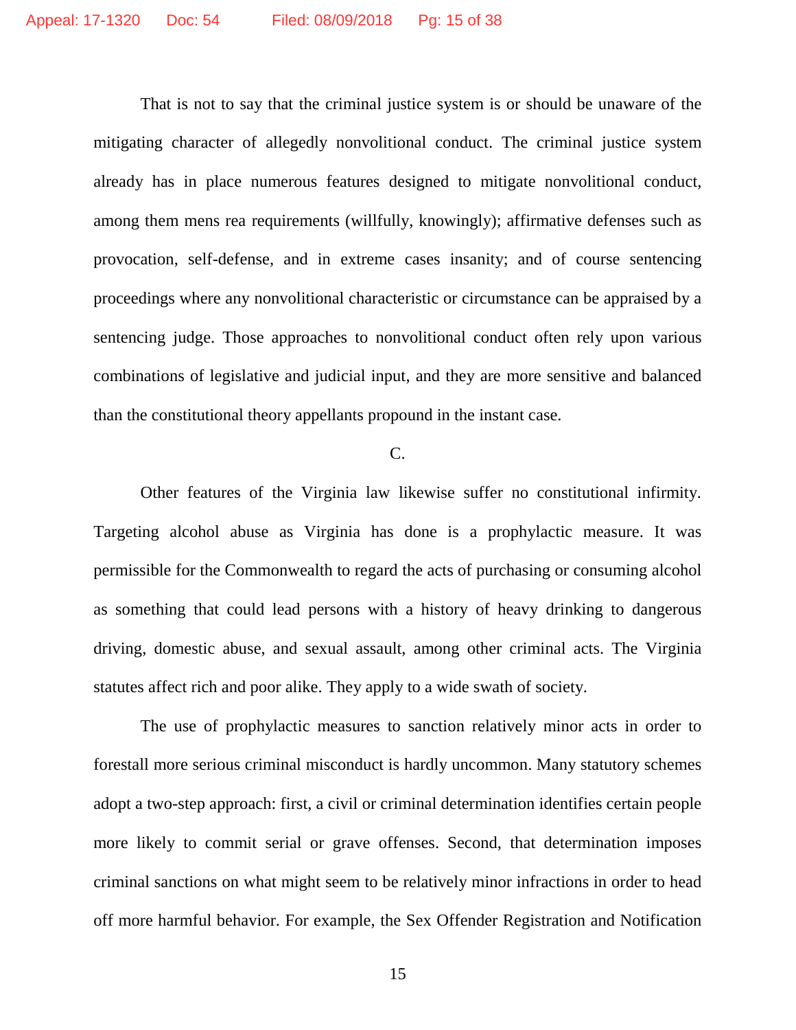That is not to say that the criminal justice system is or should be unaware of the mitigating character of allegedly nonvolitional conduct. The criminal justice system already has in place numerous features designed to mitigate nonvolitional conduct, among them mens rea requirements (willfully, knowingly); affirmative defenses such as provocation, self-defense, and in extreme cases insanity; and of course sentencing proceedings where any nonvolitional characteristic or circumstance can be appraised by a sentencing judge. Those approaches to nonvolitional conduct often rely upon various combinations of legislative and judicial input, and they are more sensitive and balanced than the constitutional theory appellants propound in the instant case.

C.

Other features of the Virginia law likewise suffer no constitutional infirmity. Targeting alcohol abuse as Virginia has done is a prophylactic measure. It was permissible for the Commonwealth to regard the acts of purchasing or consuming alcohol as something that could lead persons with a history of heavy drinking to dangerous driving, domestic abuse, and sexual assault, among other criminal acts. The Virginia statutes affect rich and poor alike. They apply to a wide swath of society.

The use of prophylactic measures to sanction relatively minor acts in order to forestall more serious criminal misconduct is hardly uncommon. Many statutory schemes adopt a two-step approach: first, a civil or criminal determination identifies certain people more likely to commit serial or grave offenses. Second, that determination imposes criminal sanctions on what might seem to be relatively minor infractions in order to head off more harmful behavior. For example, the Sex Offender Registration and Notification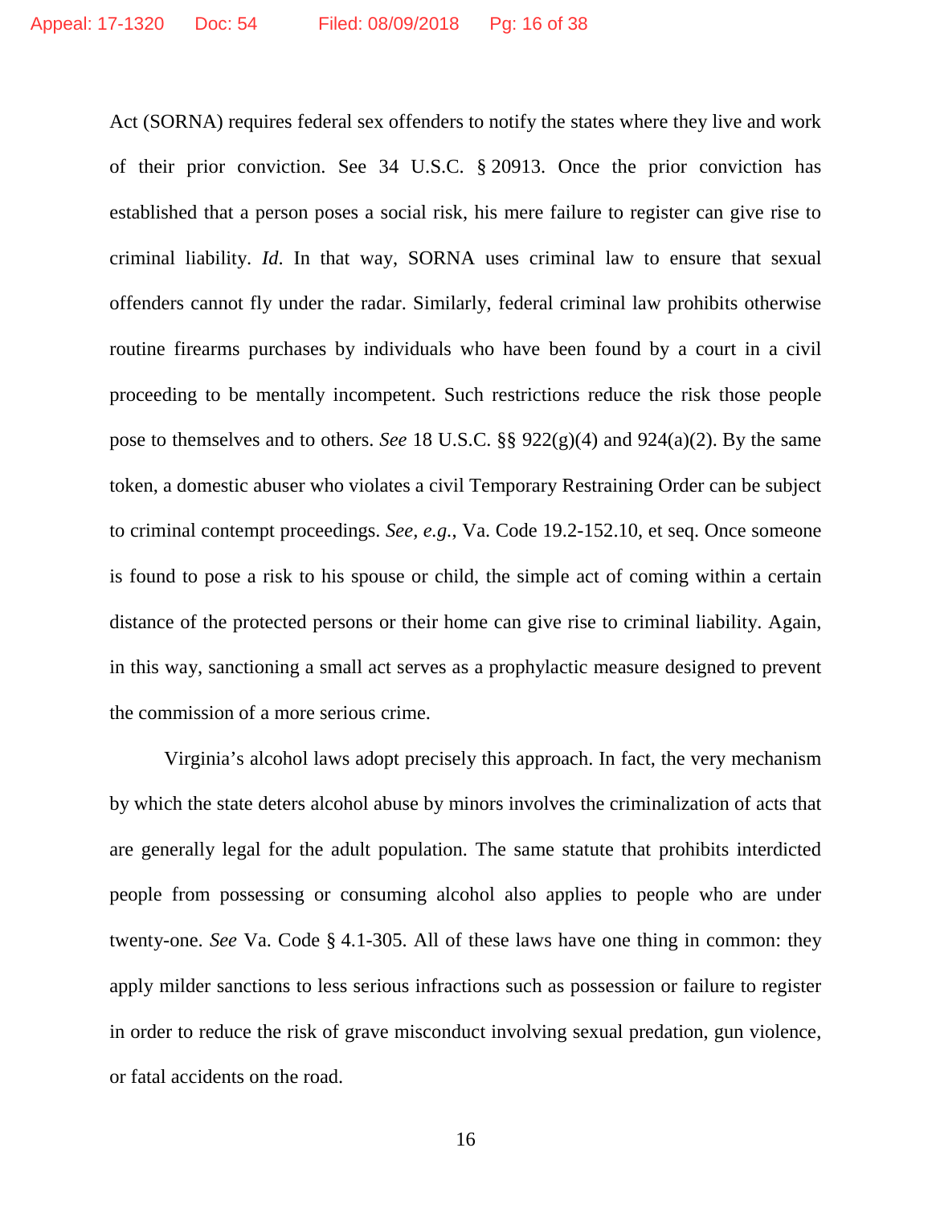Act (SORNA) requires federal sex offenders to notify the states where they live and work of their prior conviction. See 34 U.S.C. § 20913. Once the prior conviction has established that a person poses a social risk, his mere failure to register can give rise to criminal liability. *Id*. In that way, SORNA uses criminal law to ensure that sexual offenders cannot fly under the radar. Similarly, federal criminal law prohibits otherwise routine firearms purchases by individuals who have been found by a court in a civil proceeding to be mentally incompetent. Such restrictions reduce the risk those people pose to themselves and to others. *See* 18 U.S.C. §§ 922(g)(4) and 924(a)(2). By the same token, a domestic abuser who violates a civil Temporary Restraining Order can be subject to criminal contempt proceedings. *See, e.g.*, Va. Code 19.2-152.10, et seq. Once someone is found to pose a risk to his spouse or child, the simple act of coming within a certain distance of the protected persons or their home can give rise to criminal liability. Again, in this way, sanctioning a small act serves as a prophylactic measure designed to prevent the commission of a more serious crime.

Virginia's alcohol laws adopt precisely this approach. In fact, the very mechanism by which the state deters alcohol abuse by minors involves the criminalization of acts that are generally legal for the adult population. The same statute that prohibits interdicted people from possessing or consuming alcohol also applies to people who are under twenty-one. *See* Va. Code § 4.1-305. All of these laws have one thing in common: they apply milder sanctions to less serious infractions such as possession or failure to register in order to reduce the risk of grave misconduct involving sexual predation, gun violence, or fatal accidents on the road.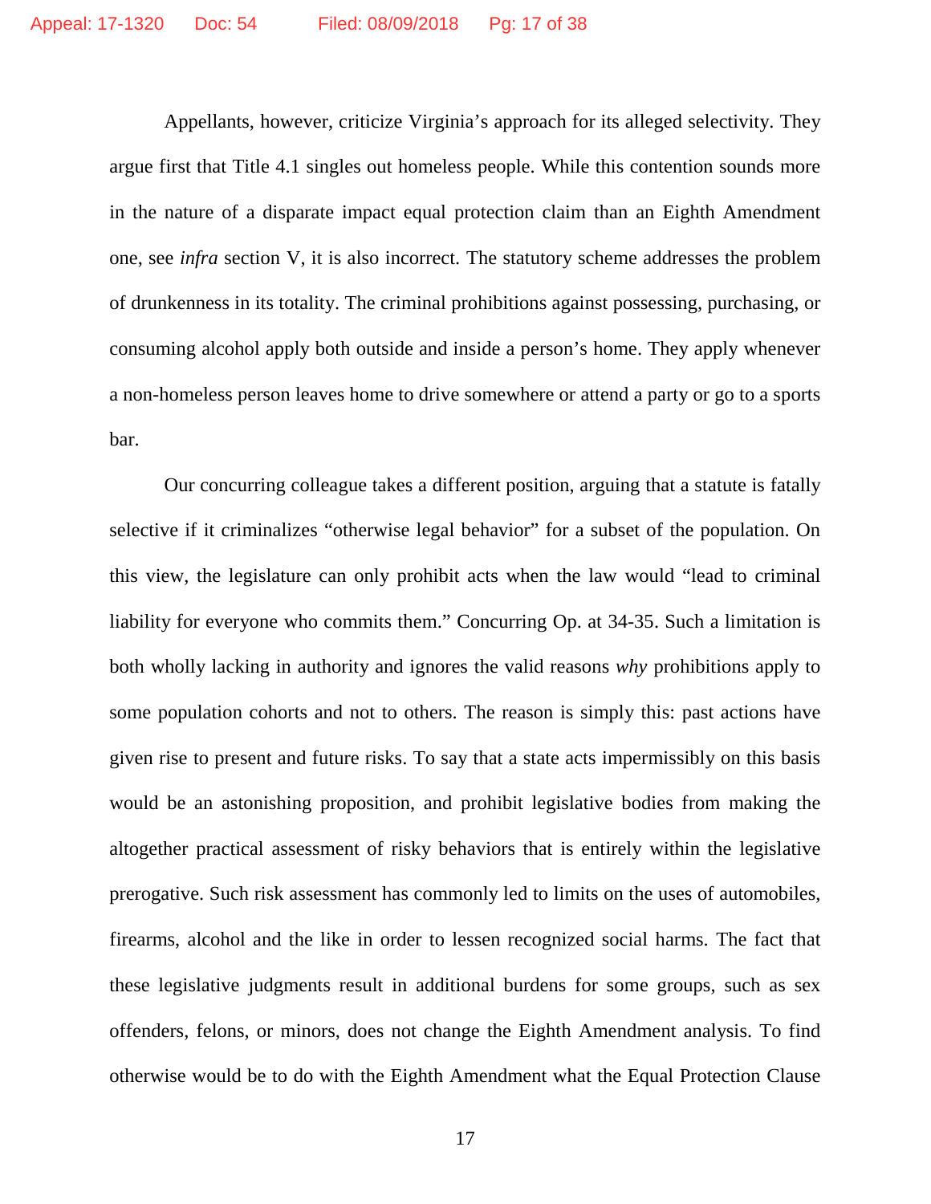Appellants, however, criticize Virginia's approach for its alleged selectivity. They argue first that Title 4.1 singles out homeless people. While this contention sounds more in the nature of a disparate impact equal protection claim than an Eighth Amendment one, see *infra* section V, it is also incorrect. The statutory scheme addresses the problem of drunkenness in its totality. The criminal prohibitions against possessing, purchasing, or consuming alcohol apply both outside and inside a person's home. They apply whenever a non-homeless person leaves home to drive somewhere or attend a party or go to a sports bar.

Our concurring colleague takes a different position, arguing that a statute is fatally selective if it criminalizes "otherwise legal behavior" for a subset of the population. On this view, the legislature can only prohibit acts when the law would "lead to criminal liability for everyone who commits them." Concurring Op. at 34-35. Such a limitation is both wholly lacking in authority and ignores the valid reasons *why* prohibitions apply to some population cohorts and not to others. The reason is simply this: past actions have given rise to present and future risks. To say that a state acts impermissibly on this basis would be an astonishing proposition, and prohibit legislative bodies from making the altogether practical assessment of risky behaviors that is entirely within the legislative prerogative. Such risk assessment has commonly led to limits on the uses of automobiles, firearms, alcohol and the like in order to lessen recognized social harms. The fact that these legislative judgments result in additional burdens for some groups, such as sex offenders, felons, or minors, does not change the Eighth Amendment analysis. To find otherwise would be to do with the Eighth Amendment what the Equal Protection Clause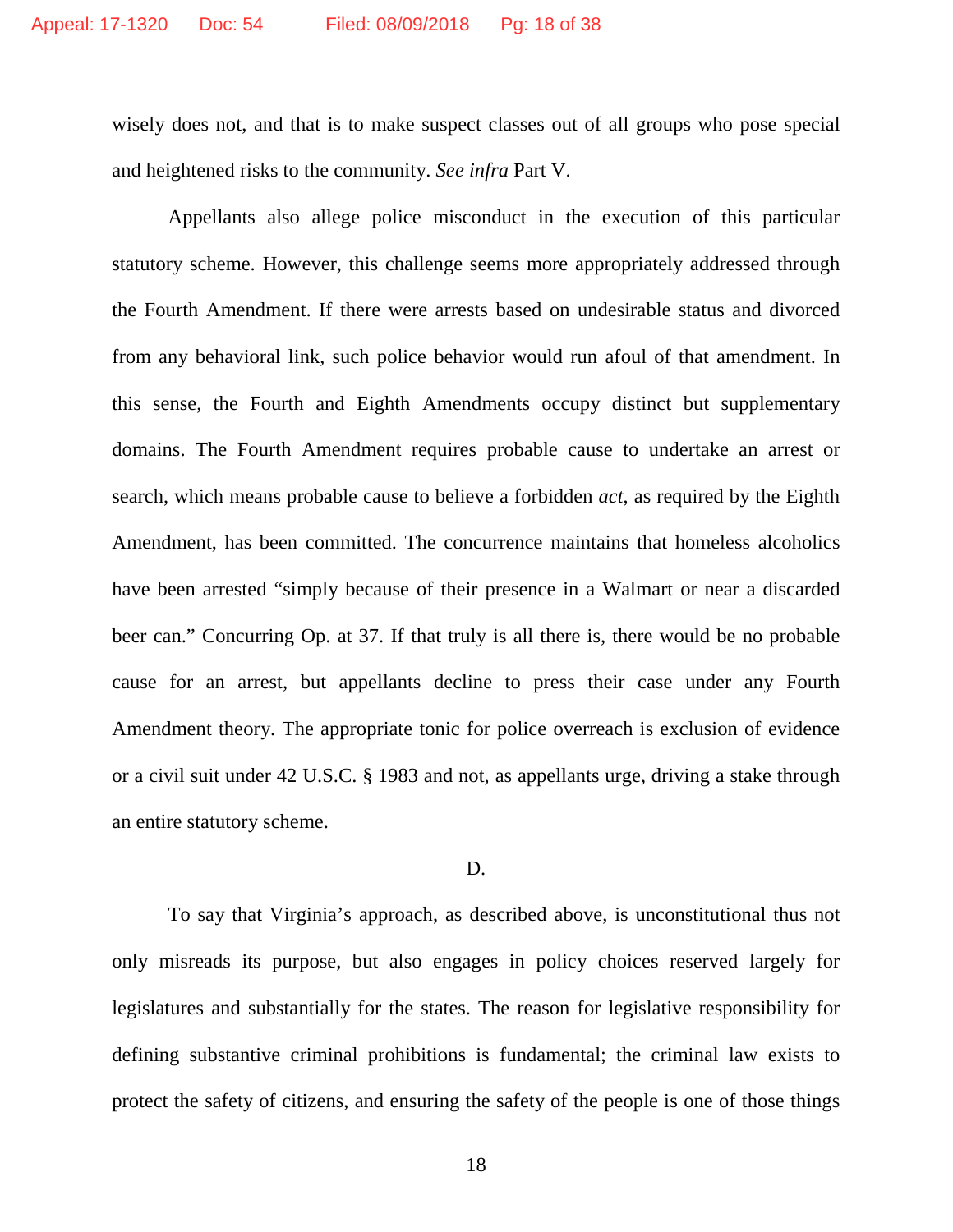wisely does not, and that is to make suspect classes out of all groups who pose special and heightened risks to the community. *See infra* Part V.

Appellants also allege police misconduct in the execution of this particular statutory scheme. However, this challenge seems more appropriately addressed through the Fourth Amendment. If there were arrests based on undesirable status and divorced from any behavioral link, such police behavior would run afoul of that amendment. In this sense, the Fourth and Eighth Amendments occupy distinct but supplementary domains. The Fourth Amendment requires probable cause to undertake an arrest or search, which means probable cause to believe a forbidden *act*, as required by the Eighth Amendment, has been committed. The concurrence maintains that homeless alcoholics have been arrested "simply because of their presence in a Walmart or near a discarded beer can." Concurring Op. at 37. If that truly is all there is, there would be no probable cause for an arrest, but appellants decline to press their case under any Fourth Amendment theory. The appropriate tonic for police overreach is exclusion of evidence or a civil suit under 42 U.S.C. § 1983 and not, as appellants urge, driving a stake through an entire statutory scheme.

D.

To say that Virginia's approach, as described above, is unconstitutional thus not only misreads its purpose, but also engages in policy choices reserved largely for legislatures and substantially for the states. The reason for legislative responsibility for defining substantive criminal prohibitions is fundamental; the criminal law exists to protect the safety of citizens, and ensuring the safety of the people is one of those things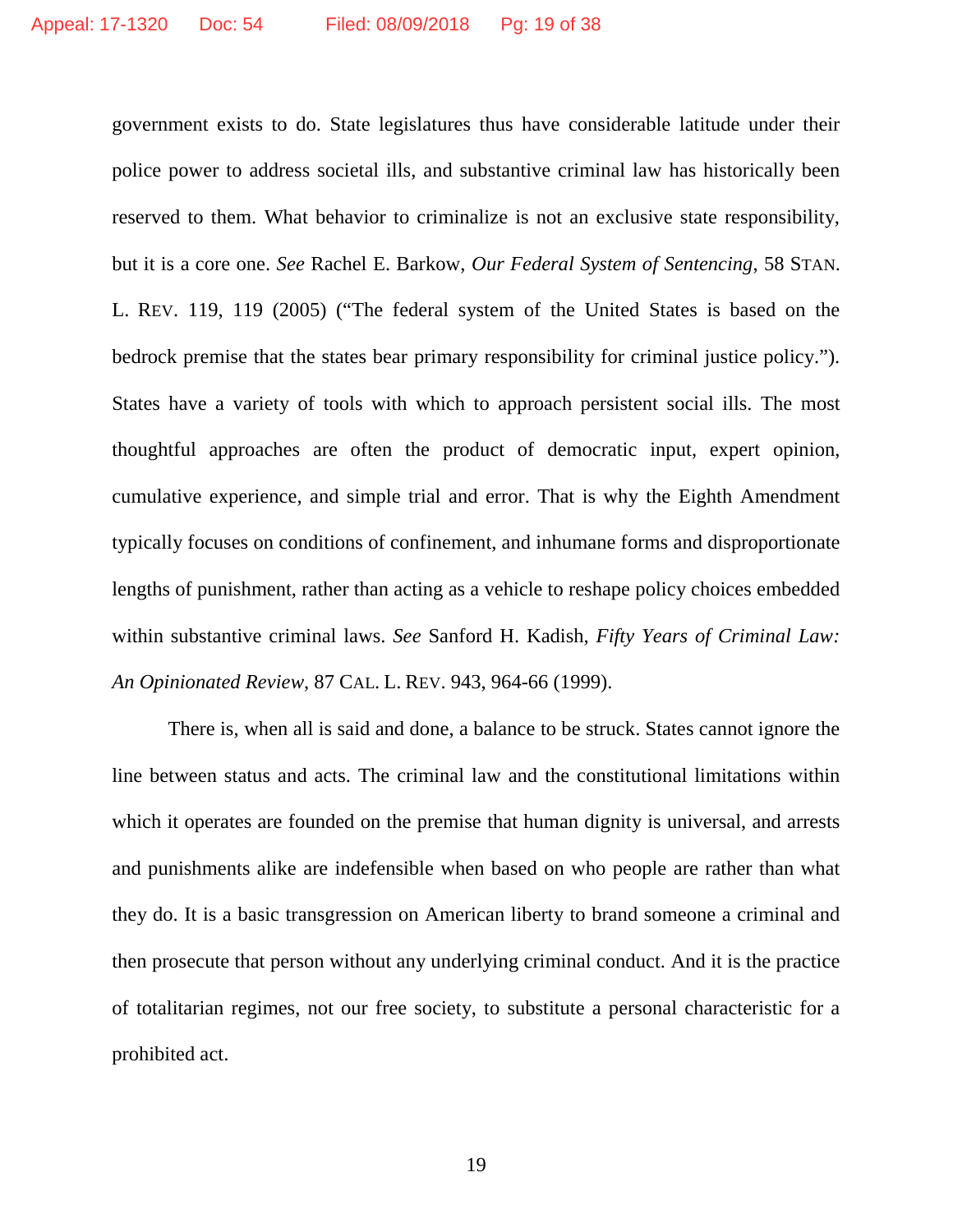government exists to do. State legislatures thus have considerable latitude under their police power to address societal ills, and substantive criminal law has historically been reserved to them. What behavior to criminalize is not an exclusive state responsibility, but it is a core one. *See* Rachel E. Barkow, *Our Federal System of Sentencing*, 58 STAN. L. REV. 119, 119 (2005) ("The federal system of the United States is based on the bedrock premise that the states bear primary responsibility for criminal justice policy."). States have a variety of tools with which to approach persistent social ills. The most thoughtful approaches are often the product of democratic input, expert opinion, cumulative experience, and simple trial and error. That is why the Eighth Amendment typically focuses on conditions of confinement, and inhumane forms and disproportionate lengths of punishment, rather than acting as a vehicle to reshape policy choices embedded within substantive criminal laws. *See* Sanford H. Kadish, *Fifty Years of Criminal Law: An Opinionated Review*, 87 CAL. L. REV. 943, 964-66 (1999).

There is, when all is said and done, a balance to be struck. States cannot ignore the line between status and acts. The criminal law and the constitutional limitations within which it operates are founded on the premise that human dignity is universal, and arrests and punishments alike are indefensible when based on who people are rather than what they do. It is a basic transgression on American liberty to brand someone a criminal and then prosecute that person without any underlying criminal conduct. And it is the practice of totalitarian regimes, not our free society, to substitute a personal characteristic for a prohibited act.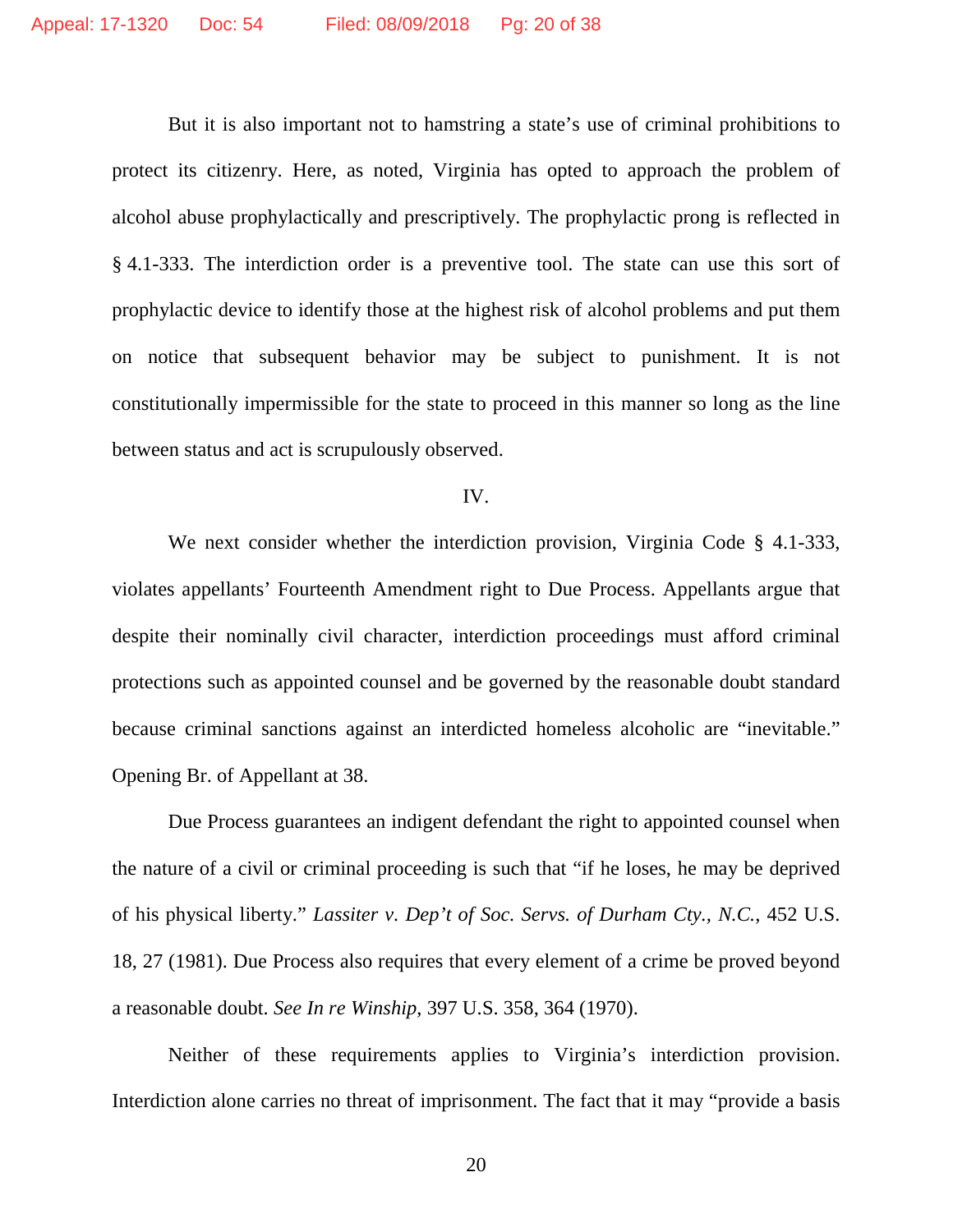But it is also important not to hamstring a state's use of criminal prohibitions to protect its citizenry. Here, as noted, Virginia has opted to approach the problem of alcohol abuse prophylactically and prescriptively. The prophylactic prong is reflected in § 4.1-333. The interdiction order is a preventive tool. The state can use this sort of prophylactic device to identify those at the highest risk of alcohol problems and put them on notice that subsequent behavior may be subject to punishment. It is not constitutionally impermissible for the state to proceed in this manner so long as the line between status and act is scrupulously observed.

IV.

We next consider whether the interdiction provision, Virginia Code § 4.1-333, violates appellants' Fourteenth Amendment right to Due Process. Appellants argue that despite their nominally civil character, interdiction proceedings must afford criminal protections such as appointed counsel and be governed by the reasonable doubt standard because criminal sanctions against an interdicted homeless alcoholic are "inevitable." Opening Br. of Appellant at 38.

Due Process guarantees an indigent defendant the right to appointed counsel when the nature of a civil or criminal proceeding is such that "if he loses, he may be deprived of his physical liberty." *Lassiter v. Dep't of Soc. Servs. of Durham Cty., N.C.*, 452 U.S. 18, 27 (1981). Due Process also requires that every element of a crime be proved beyond a reasonable doubt. *See In re Winship*, 397 U.S. 358, 364 (1970).

Neither of these requirements applies to Virginia's interdiction provision. Interdiction alone carries no threat of imprisonment. The fact that it may "provide a basis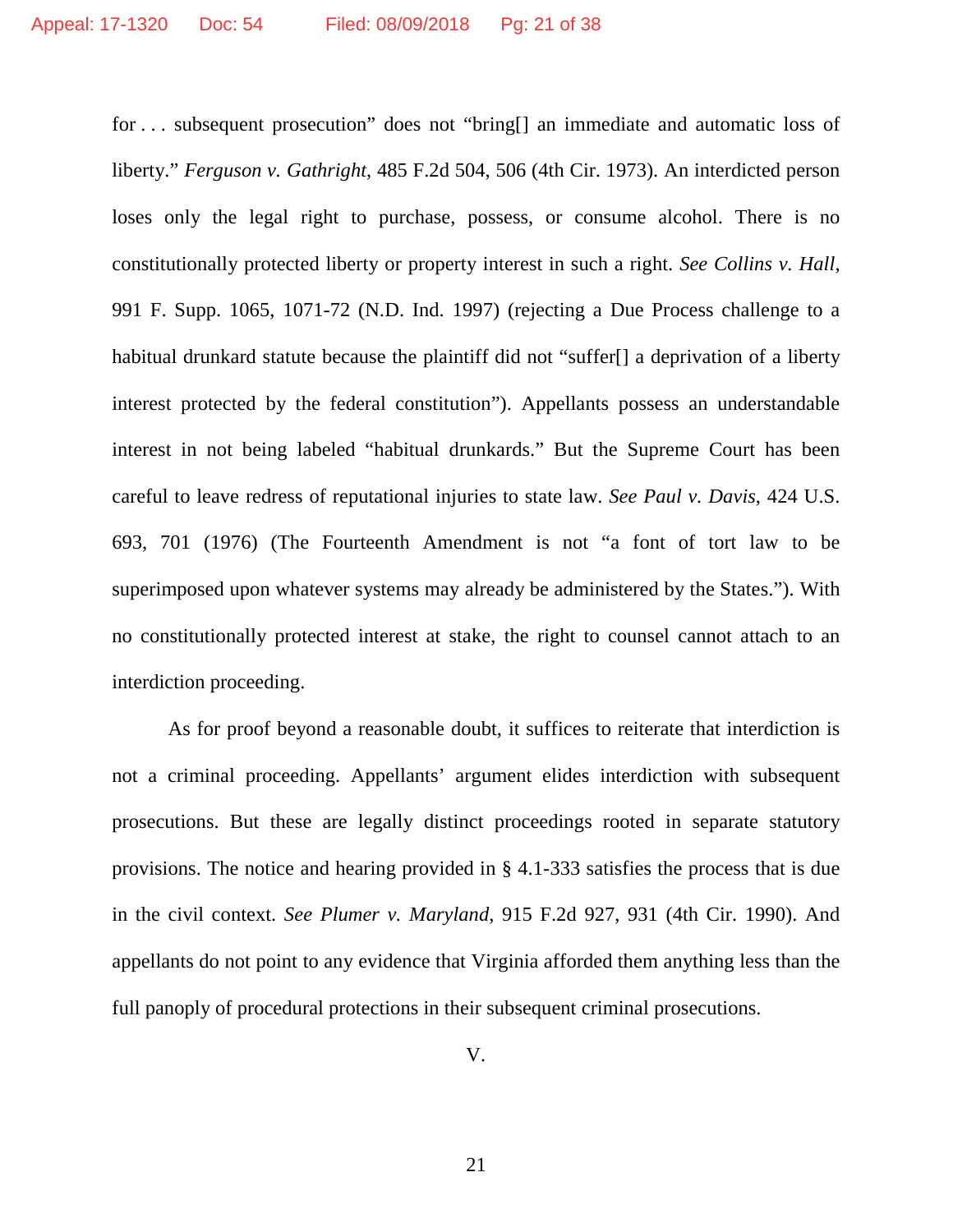for . . . subsequent prosecution" does not "bring[] an immediate and automatic loss of liberty." *Ferguson v. Gathright*, 485 F.2d 504, 506 (4th Cir. 1973). An interdicted person loses only the legal right to purchase, possess, or consume alcohol. There is no constitutionally protected liberty or property interest in such a right. *See Collins v. Hall*, 991 F. Supp. 1065, 1071-72 (N.D. Ind. 1997) (rejecting a Due Process challenge to a habitual drunkard statute because the plaintiff did not "suffer[] a deprivation of a liberty interest protected by the federal constitution"). Appellants possess an understandable interest in not being labeled "habitual drunkards." But the Supreme Court has been careful to leave redress of reputational injuries to state law. *See Paul v. Davis*, 424 U.S. 693, 701 (1976) (The Fourteenth Amendment is not "a font of tort law to be superimposed upon whatever systems may already be administered by the States."). With no constitutionally protected interest at stake, the right to counsel cannot attach to an interdiction proceeding.

As for proof beyond a reasonable doubt, it suffices to reiterate that interdiction is not a criminal proceeding. Appellants' argument elides interdiction with subsequent prosecutions. But these are legally distinct proceedings rooted in separate statutory provisions. The notice and hearing provided in § 4.1-333 satisfies the process that is due in the civil context. *See Plumer v. Maryland*, 915 F.2d 927, 931 (4th Cir. 1990). And appellants do not point to any evidence that Virginia afforded them anything less than the full panoply of procedural protections in their subsequent criminal prosecutions.

V.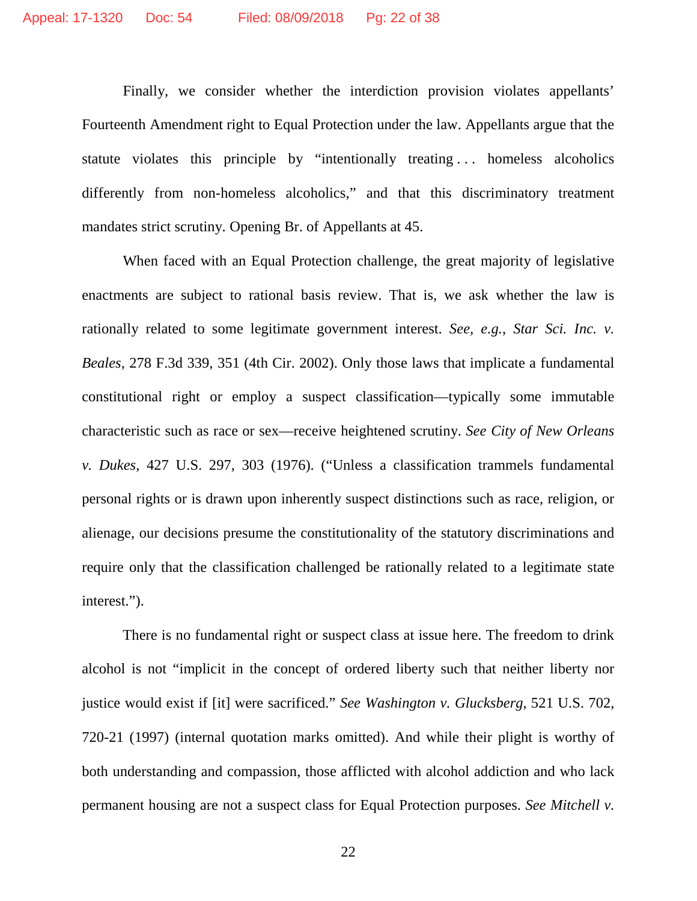Finally, we consider whether the interdiction provision violates appellants' Fourteenth Amendment right to Equal Protection under the law. Appellants argue that the statute violates this principle by "intentionally treating . . . homeless alcoholics differently from non-homeless alcoholics," and that this discriminatory treatment mandates strict scrutiny. Opening Br. of Appellants at 45.

When faced with an Equal Protection challenge, the great majority of legislative enactments are subject to rational basis review. That is, we ask whether the law is rationally related to some legitimate government interest. *See, e.g.*, *Star Sci. Inc. v. Beales*, 278 F.3d 339, 351 (4th Cir. 2002). Only those laws that implicate a fundamental constitutional right or employ a suspect classification—typically some immutable characteristic such as race or sex—receive heightened scrutiny. *See City of New Orleans v. Dukes*, 427 U.S. 297, 303 (1976). ("Unless a classification trammels fundamental personal rights or is drawn upon inherently suspect distinctions such as race, religion, or alienage, our decisions presume the constitutionality of the statutory discriminations and require only that the classification challenged be rationally related to a legitimate state interest.").

There is no fundamental right or suspect class at issue here. The freedom to drink alcohol is not "implicit in the concept of ordered liberty such that neither liberty nor justice would exist if [it] were sacrificed." *See Washington v. Glucksberg*, 521 U.S. 702, 720-21 (1997) (internal quotation marks omitted). And while their plight is worthy of both understanding and compassion, those afflicted with alcohol addiction and who lack permanent housing are not a suspect class for Equal Protection purposes. *See Mitchell v.*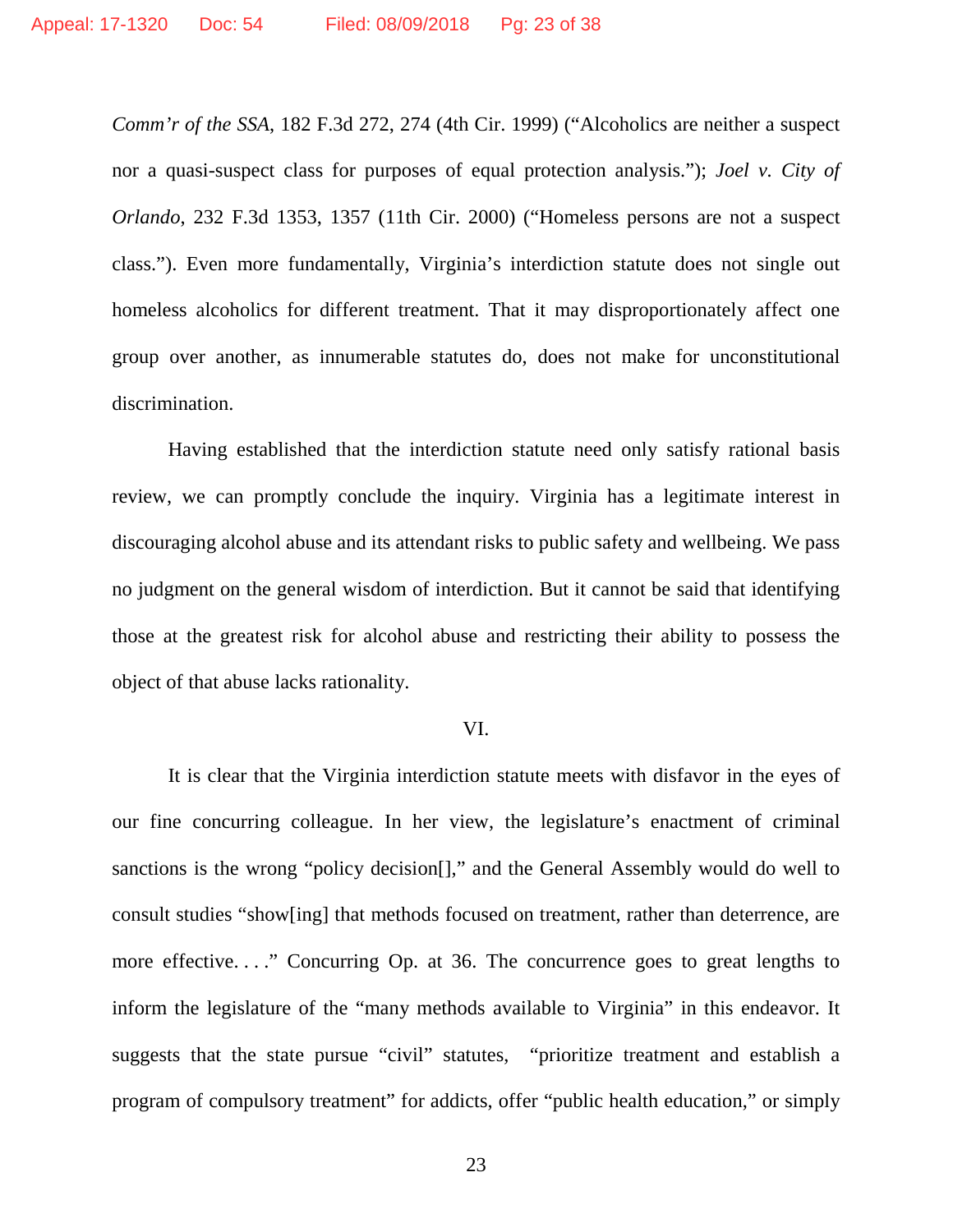*Comm'r of the SSA*, 182 F.3d 272, 274 (4th Cir. 1999) ("Alcoholics are neither a suspect nor a quasi-suspect class for purposes of equal protection analysis."); *Joel v. City of Orlando*, 232 F.3d 1353, 1357 (11th Cir. 2000) ("Homeless persons are not a suspect class."). Even more fundamentally, Virginia's interdiction statute does not single out homeless alcoholics for different treatment. That it may disproportionately affect one group over another, as innumerable statutes do, does not make for unconstitutional discrimination.

Having established that the interdiction statute need only satisfy rational basis review, we can promptly conclude the inquiry. Virginia has a legitimate interest in discouraging alcohol abuse and its attendant risks to public safety and wellbeing. We pass no judgment on the general wisdom of interdiction. But it cannot be said that identifying those at the greatest risk for alcohol abuse and restricting their ability to possess the object of that abuse lacks rationality.

VI.

It is clear that the Virginia interdiction statute meets with disfavor in the eyes of our fine concurring colleague. In her view, the legislature's enactment of criminal sanctions is the wrong "policy decision[]," and the General Assembly would do well to consult studies "show[ing] that methods focused on treatment, rather than deterrence, are more effective. . . ." Concurring Op. at 36. The concurrence goes to great lengths to inform the legislature of the "many methods available to Virginia" in this endeavor. It suggests that the state pursue "civil" statutes, "prioritize treatment and establish a program of compulsory treatment" for addicts, offer "public health education," or simply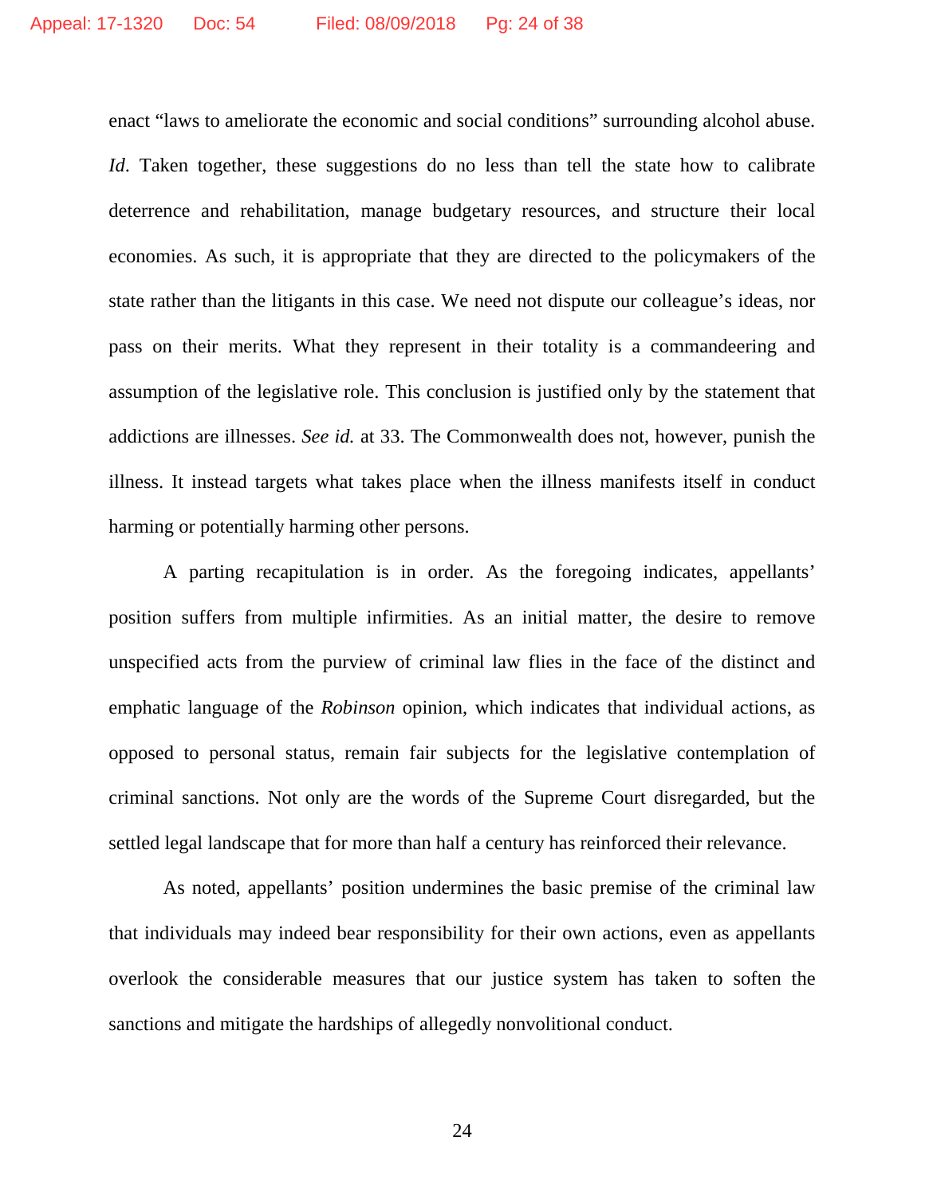enact "laws to ameliorate the economic and social conditions" surrounding alcohol abuse. *Id*. Taken together, these suggestions do no less than tell the state how to calibrate deterrence and rehabilitation, manage budgetary resources, and structure their local economies. As such, it is appropriate that they are directed to the policymakers of the state rather than the litigants in this case. We need not dispute our colleague's ideas, nor pass on their merits. What they represent in their totality is a commandeering and assumption of the legislative role. This conclusion is justified only by the statement that addictions are illnesses. *See id.* at 33. The Commonwealth does not, however, punish the illness. It instead targets what takes place when the illness manifests itself in conduct harming or potentially harming other persons.

A parting recapitulation is in order. As the foregoing indicates, appellants' position suffers from multiple infirmities. As an initial matter, the desire to remove unspecified acts from the purview of criminal law flies in the face of the distinct and emphatic language of the *Robinson* opinion, which indicates that individual actions, as opposed to personal status, remain fair subjects for the legislative contemplation of criminal sanctions. Not only are the words of the Supreme Court disregarded, but the settled legal landscape that for more than half a century has reinforced their relevance.

As noted, appellants' position undermines the basic premise of the criminal law that individuals may indeed bear responsibility for their own actions, even as appellants overlook the considerable measures that our justice system has taken to soften the sanctions and mitigate the hardships of allegedly nonvolitional conduct.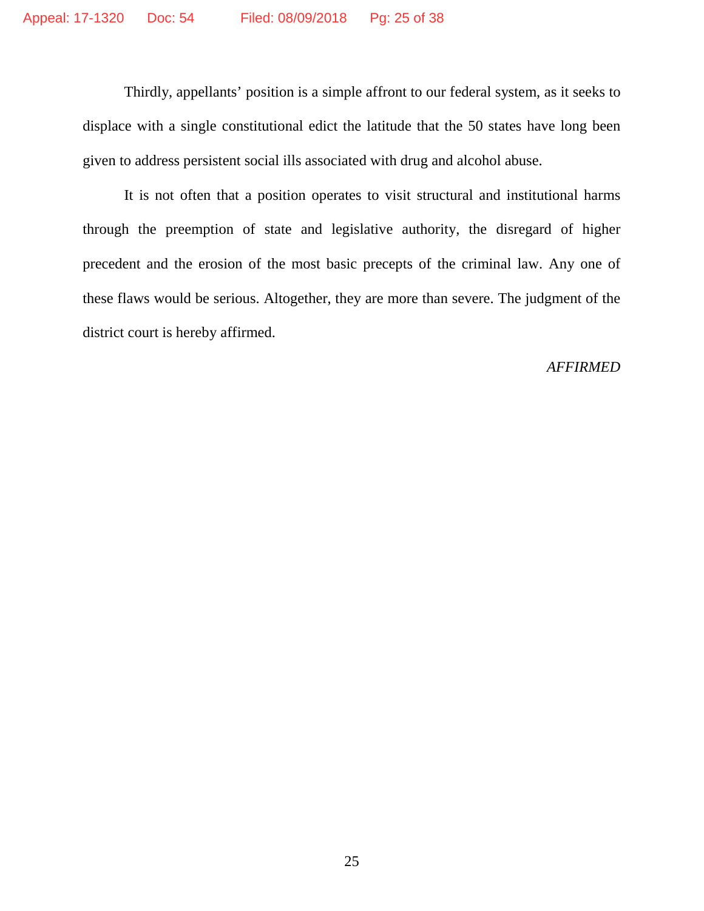Thirdly, appellants' position is a simple affront to our federal system, as it seeks to displace with a single constitutional edict the latitude that the 50 states have long been given to address persistent social ills associated with drug and alcohol abuse.

It is not often that a position operates to visit structural and institutional harms through the preemption of state and legislative authority, the disregard of higher precedent and the erosion of the most basic precepts of the criminal law. Any one of these flaws would be serious. Altogether, they are more than severe. The judgment of the district court is hereby affirmed.

*AFFIRMED*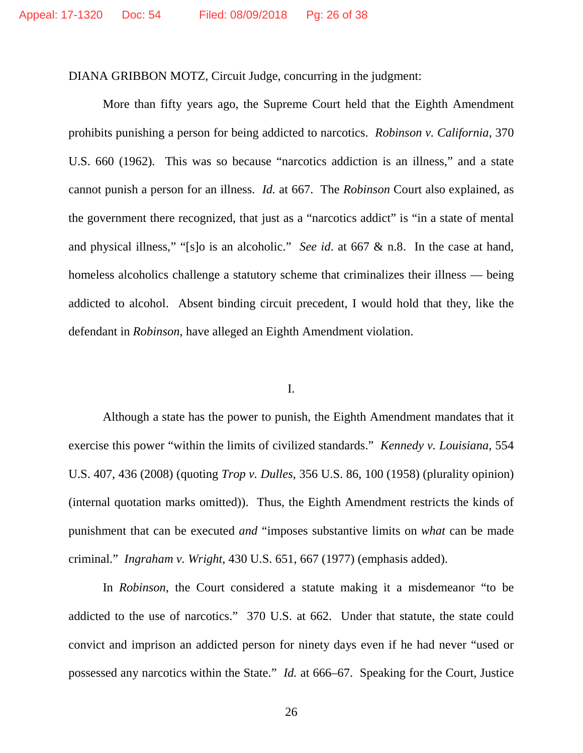DIANA GRIBBON MOTZ, Circuit Judge, concurring in the judgment:

More than fifty years ago, the Supreme Court held that the Eighth Amendment prohibits punishing a person for being addicted to narcotics. *Robinson v. California*, 370 U.S. 660 (1962). This was so because "narcotics addiction is an illness," and a state cannot punish a person for an illness. *Id.* at 667. The *Robinson* Court also explained, as the government there recognized, that just as a "narcotics addict" is "in a state of mental and physical illness," "[s]o is an alcoholic." *See id*. at 667 & n.8. In the case at hand, homeless alcoholics challenge a statutory scheme that criminalizes their illness — being addicted to alcohol. Absent binding circuit precedent, I would hold that they, like the defendant in *Robinson*, have alleged an Eighth Amendment violation.

I.

Although a state has the power to punish, the Eighth Amendment mandates that it exercise this power "within the limits of civilized standards." *Kennedy v. Louisiana*, 554 U.S. 407, 436 (2008) (quoting *Trop v. Dulles*, 356 U.S. 86, 100 (1958) (plurality opinion) (internal quotation marks omitted)). Thus, the Eighth Amendment restricts the kinds of punishment that can be executed *and* "imposes substantive limits on *what* can be made criminal." *Ingraham v. Wright*, 430 U.S. 651, 667 (1977) (emphasis added).

In *Robinson*, the Court considered a statute making it a misdemeanor "to be addicted to the use of narcotics." 370 U.S. at 662. Under that statute, the state could convict and imprison an addicted person for ninety days even if he had never "used or possessed any narcotics within the State." *Id.* at 666–67. Speaking for the Court, Justice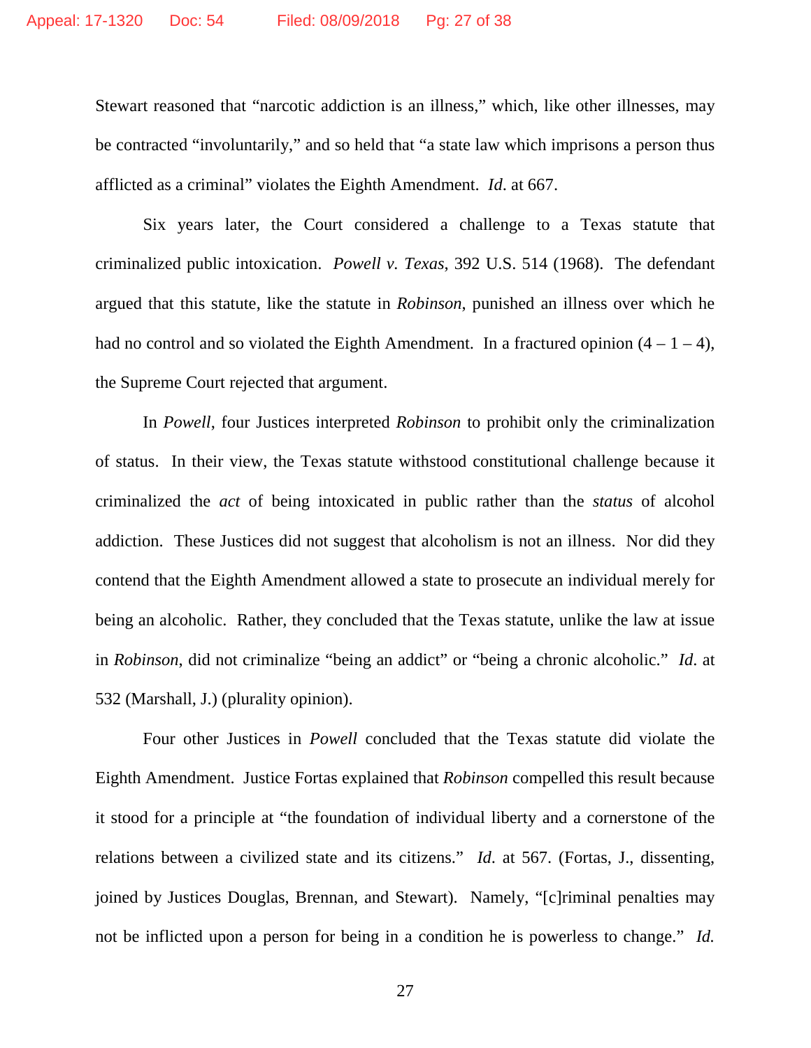Stewart reasoned that "narcotic addiction is an illness," which, like other illnesses, may be contracted "involuntarily," and so held that "a state law which imprisons a person thus afflicted as a criminal" violates the Eighth Amendment. *Id*. at 667.

Six years later, the Court considered a challenge to a Texas statute that criminalized public intoxication. *Powell v. Texas*, 392 U.S. 514 (1968). The defendant argued that this statute, like the statute in *Robinson*, punished an illness over which he had no control and so violated the Eighth Amendment. In a fractured opinion (4 – 1 – 4), the Supreme Court rejected that argument.

In *Powell*, four Justices interpreted *Robinson* to prohibit only the criminalization of status. In their view, the Texas statute withstood constitutional challenge because it criminalized the *act* of being intoxicated in public rather than the *status* of alcohol addiction. These Justices did not suggest that alcoholism is not an illness. Nor did they contend that the Eighth Amendment allowed a state to prosecute an individual merely for being an alcoholic. Rather, they concluded that the Texas statute, unlike the law at issue in *Robinson*, did not criminalize "being an addict" or "being a chronic alcoholic." *Id*. at 532 (Marshall, J.) (plurality opinion).

Four other Justices in *Powell* concluded that the Texas statute did violate the Eighth Amendment. Justice Fortas explained that *Robinson* compelled this result because it stood for a principle at "the foundation of individual liberty and a cornerstone of the relations between a civilized state and its citizens." *Id*. at 567. (Fortas, J., dissenting, joined by Justices Douglas, Brennan, and Stewart). Namely, "[c]riminal penalties may not be inflicted upon a person for being in a condition he is powerless to change." *Id.*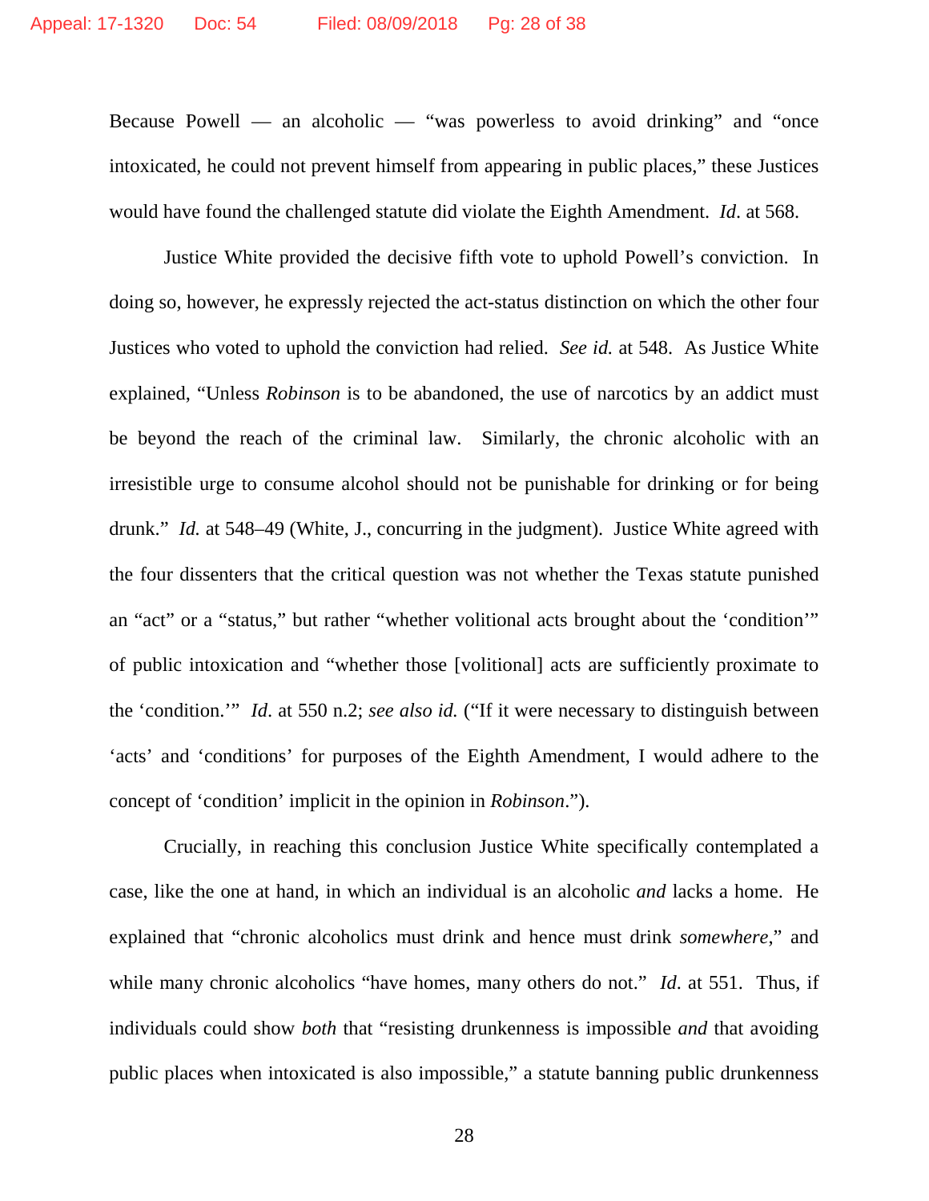Because Powell — an alcoholic — "was powerless to avoid drinking" and "once intoxicated, he could not prevent himself from appearing in public places," these Justices would have found the challenged statute did violate the Eighth Amendment. *Id*. at 568.

Justice White provided the decisive fifth vote to uphold Powell's conviction. In doing so, however, he expressly rejected the act-status distinction on which the other four Justices who voted to uphold the conviction had relied. *See id.* at 548. As Justice White explained, "Unless *Robinson* is to be abandoned, the use of narcotics by an addict must be beyond the reach of the criminal law. Similarly, the chronic alcoholic with an irresistible urge to consume alcohol should not be punishable for drinking or for being drunk." *Id.* at 548–49 (White, J., concurring in the judgment). Justice White agreed with the four dissenters that the critical question was not whether the Texas statute punished an "act" or a "status," but rather "whether volitional acts brought about the 'condition'" of public intoxication and "whether those [volitional] acts are sufficiently proximate to the 'condition.'" *Id*. at 550 n.2; *see also id.* ("If it were necessary to distinguish between 'acts' and 'conditions' for purposes of the Eighth Amendment, I would adhere to the concept of 'condition' implicit in the opinion in *Robinson*.").

Crucially, in reaching this conclusion Justice White specifically contemplated a case, like the one at hand, in which an individual is an alcoholic *and* lacks a home. He explained that "chronic alcoholics must drink and hence must drink *somewhere*," and while many chronic alcoholics "have homes, many others do not." *Id*. at 551. Thus, if individuals could show *both* that "resisting drunkenness is impossible *and* that avoiding public places when intoxicated is also impossible," a statute banning public drunkenness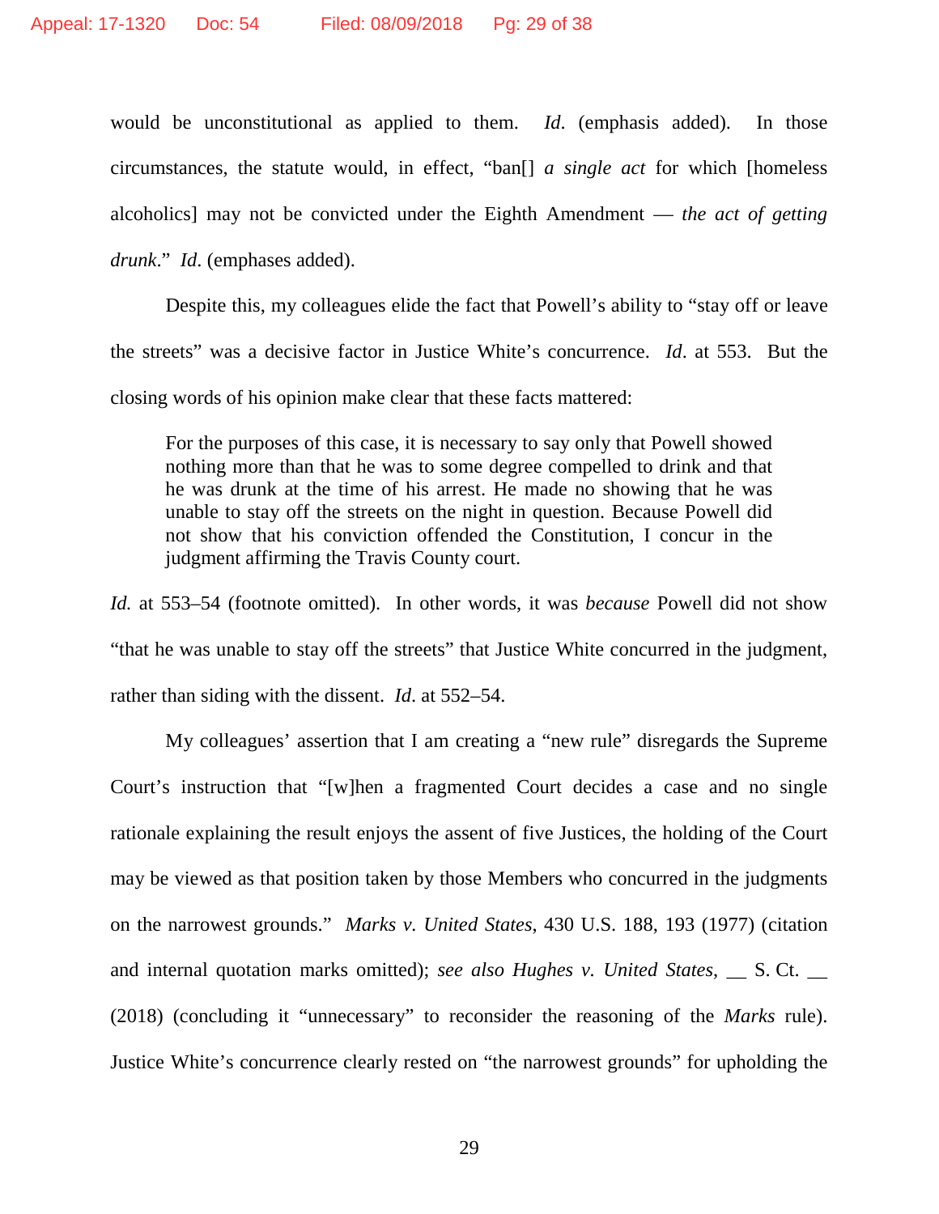would be unconstitutional as applied to them. *Id*. (emphasis added). In those circumstances, the statute would, in effect, "ban[] *a single act* for which [homeless alcoholics] may not be convicted under the Eighth Amendment — *the act of getting drunk*." *Id*. (emphases added).

Despite this, my colleagues elide the fact that Powell's ability to "stay off or leave the streets" was a decisive factor in Justice White's concurrence. *Id*. at 553. But the closing words of his opinion make clear that these facts mattered:

> For the purposes of this case, it is necessary to say only that Powell showed nothing more than that he was to some degree compelled to drink and that he was drunk at the time of his arrest. He made no showing that he was unable to stay off the streets on the night in question. Because Powell did not show that his conviction offended the Constitution, I concur in the judgment affirming the Travis County court.

*Id.* at 553–54 (footnote omitted). In other words, it was *because* Powell did not show "that he was unable to stay off the streets" that Justice White concurred in the judgment, rather than siding with the dissent. *Id*. at 552–54.

My colleagues' assertion that I am creating a "new rule" disregards the Supreme Court's instruction that "[w]hen a fragmented Court decides a case and no single rationale explaining the result enjoys the assent of five Justices, the holding of the Court may be viewed as that position taken by those Members who concurred in the judgments on the narrowest grounds." *Marks v. United States*, 430 U.S. 188, 193 (1977) (citation and internal quotation marks omitted); *see also Hughes v. United States*, __ S. Ct. __ (2018) (concluding it "unnecessary" to reconsider the reasoning of the *Marks* rule). Justice White's concurrence clearly rested on "the narrowest grounds" for upholding the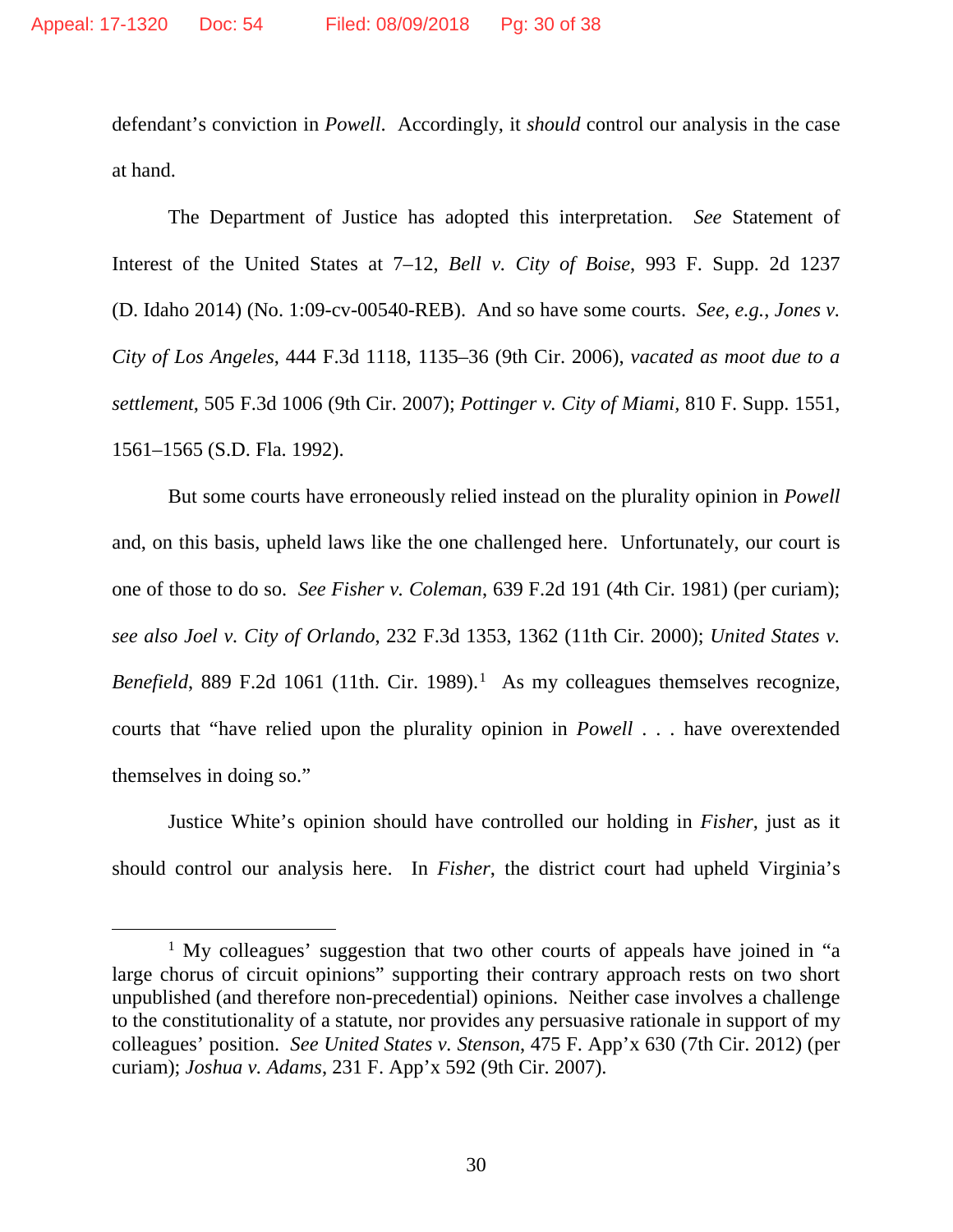defendant's conviction in *Powell*. Accordingly, it *should* control our analysis in the case at hand.

The Department of Justice has adopted this interpretation. *See* Statement of Interest of the United States at 7–12, *Bell v. City of Boise*, 993 F. Supp. 2d 1237 (D. Idaho 2014) (No. 1:09-cv-00540-REB). And so have some courts. *See*, *e.g.*, *Jones v. City of Los Angeles*, 444 F.3d 1118, 1135–36 (9th Cir. 2006), *vacated as moot due to a settlement*, 505 F.3d 1006 (9th Cir. 2007); *Pottinger v. City of Miami*, 810 F. Supp. 1551, 1561–1565 (S.D. Fla. 1992).

But some courts have erroneously relied instead on the plurality opinion in *Powell* and, on this basis, upheld laws like the one challenged here. Unfortunately, our court is one of those to do so. *See Fisher v. Coleman*, 639 F.2d 191 (4th Cir. 1981) (per curiam); *see also Joel v. City of Orlando*, 232 F.3d 1353, 1362 (11th Cir. 2000); *United States v. Benefield*, 889 F.2d 1061 (11th. Cir. 1989).[1] As my colleagues themselves recognize, courts that "have relied upon the plurality opinion in *Powell* . . . have overextended themselves in doing so."

Justice White's opinion should have controlled our holding in *Fisher*, just as it should control our analysis here. In *Fisher*, the district court had upheld Virginia's

---

[1] My colleagues' suggestion that two other courts of appeals have joined in "a large chorus of circuit opinions" supporting their contrary approach rests on two short unpublished (and therefore non-precedential) opinions. Neither case involves a challenge to the constitutionality of a statute, nor provides any persuasive rationale in support of my colleagues' position. *See United States v. Stenson*, 475 F. App'x 630 (7th Cir. 2012) (per curiam); *Joshua v. Adams*, 231 F. App'x 592 (9th Cir. 2007).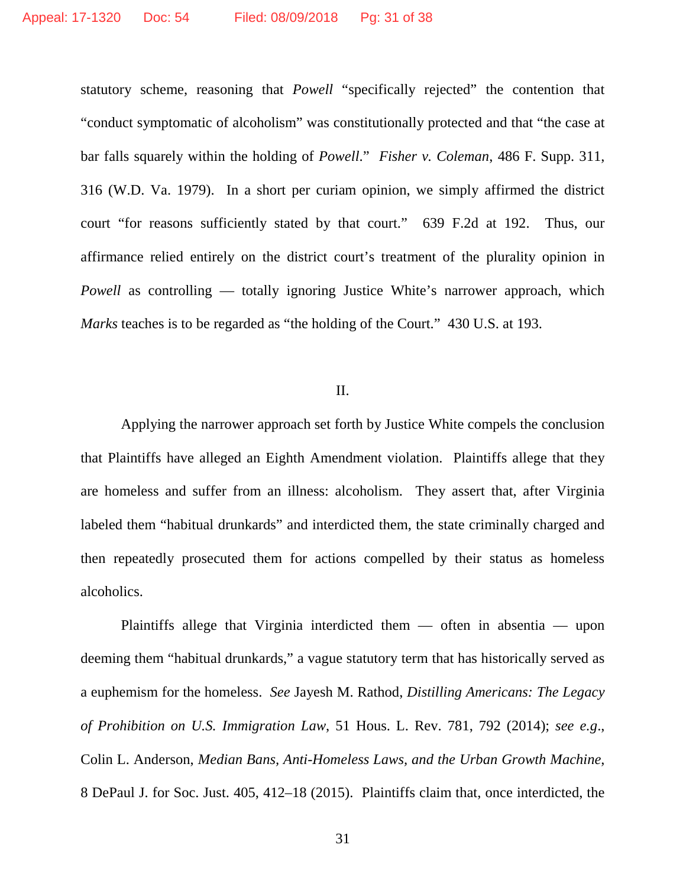statutory scheme, reasoning that *Powell* "specifically rejected" the contention that "conduct symptomatic of alcoholism" was constitutionally protected and that "the case at bar falls squarely within the holding of *Powell*." *Fisher v. Coleman*, 486 F. Supp. 311, 316 (W.D. Va. 1979). In a short per curiam opinion, we simply affirmed the district court "for reasons sufficiently stated by that court." 639 F.2d at 192. Thus, our affirmance relied entirely on the district court's treatment of the plurality opinion in *Powell* as controlling — totally ignoring Justice White's narrower approach, which *Marks* teaches is to be regarded as "the holding of the Court." 430 U.S. at 193.

## II.

Applying the narrower approach set forth by Justice White compels the conclusion that Plaintiffs have alleged an Eighth Amendment violation. Plaintiffs allege that they are homeless and suffer from an illness: alcoholism. They assert that, after Virginia labeled them "habitual drunkards" and interdicted them, the state criminally charged and then repeatedly prosecuted them for actions compelled by their status as homeless alcoholics.

Plaintiffs allege that Virginia interdicted them — often in absentia — upon deeming them "habitual drunkards," a vague statutory term that has historically served as a euphemism for the homeless. *See* Jayesh M. Rathod, *Distilling Americans: The Legacy of Prohibition on U.S. Immigration Law*, 51 Hous. L. Rev. 781, 792 (2014); *see e.g.*, Colin L. Anderson, *Median Bans, Anti-Homeless Laws, and the Urban Growth Machine*, 8 DePaul J. for Soc. Just. 405, 412–18 (2015). Plaintiffs claim that, once interdicted, the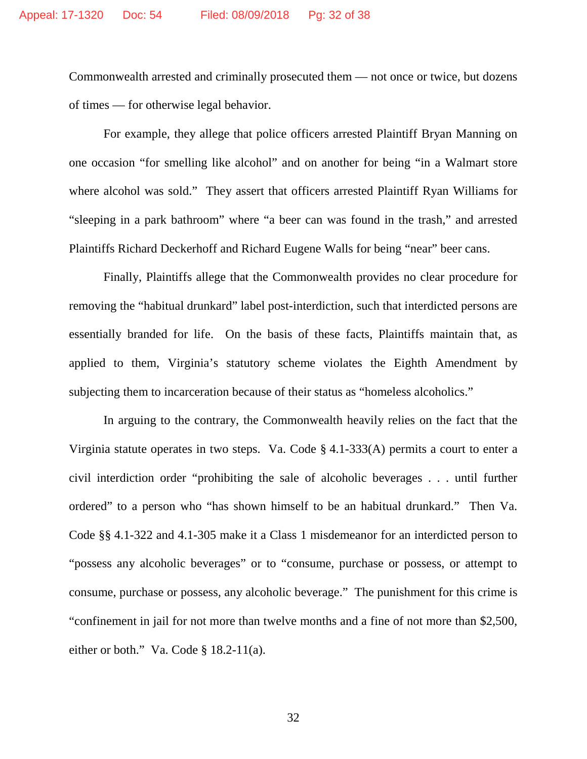Commonwealth arrested and criminally prosecuted them — not once or twice, but dozens of times — for otherwise legal behavior.

For example, they allege that police officers arrested Plaintiff Bryan Manning on one occasion "for smelling like alcohol" and on another for being "in a Walmart store where alcohol was sold." They assert that officers arrested Plaintiff Ryan Williams for "sleeping in a park bathroom" where "a beer can was found in the trash," and arrested Plaintiffs Richard Deckerhoff and Richard Eugene Walls for being "near" beer cans.

Finally, Plaintiffs allege that the Commonwealth provides no clear procedure for removing the "habitual drunkard" label post-interdiction, such that interdicted persons are essentially branded for life. On the basis of these facts, Plaintiffs maintain that, as applied to them, Virginia's statutory scheme violates the Eighth Amendment by subjecting them to incarceration because of their status as "homeless alcoholics."

In arguing to the contrary, the Commonwealth heavily relies on the fact that the Virginia statute operates in two steps. Va. Code § 4.1-333(A) permits a court to enter a civil interdiction order "prohibiting the sale of alcoholic beverages . . . until further ordered" to a person who "has shown himself to be an habitual drunkard." Then Va. Code §§ 4.1-322 and 4.1-305 make it a Class 1 misdemeanor for an interdicted person to "possess any alcoholic beverages" or to "consume, purchase or possess, or attempt to consume, purchase or possess, any alcoholic beverage." The punishment for this crime is "confinement in jail for not more than twelve months and a fine of not more than $2,500, either or both." Va. Code § 18.2-11(a).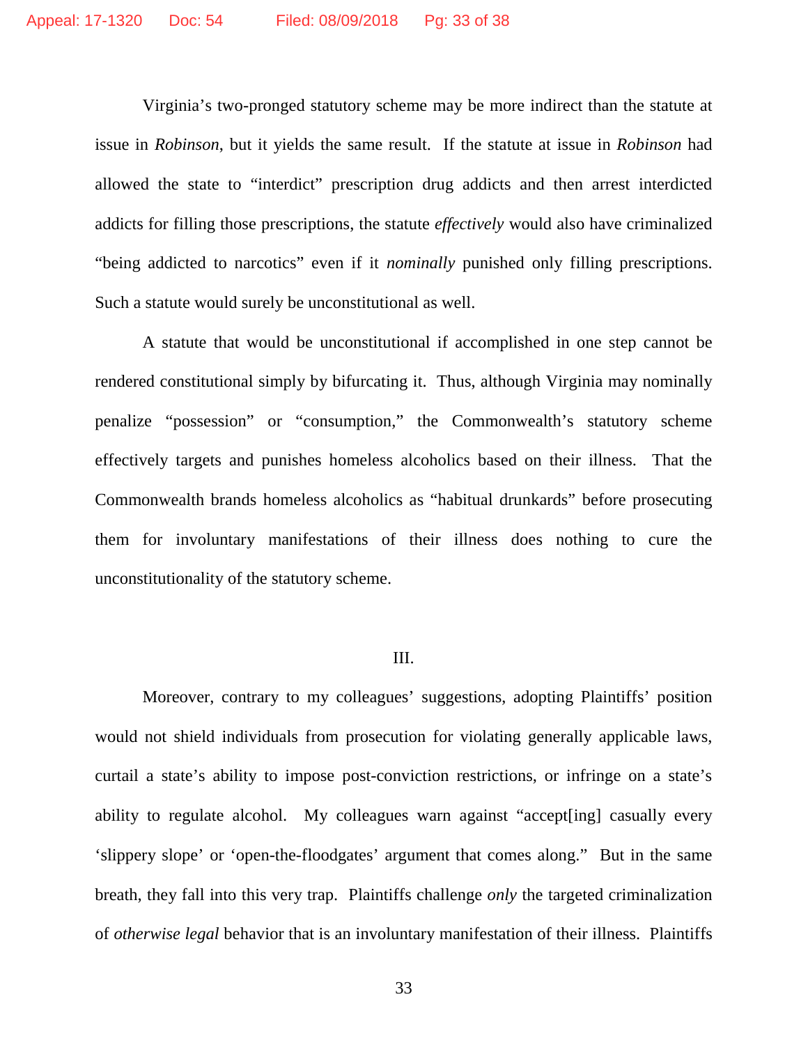Virginia's two-pronged statutory scheme may be more indirect than the statute at issue in *Robinson*, but it yields the same result. If the statute at issue in *Robinson* had allowed the state to "interdict" prescription drug addicts and then arrest interdicted addicts for filling those prescriptions, the statute *effectively* would also have criminalized "being addicted to narcotics" even if it *nominally* punished only filling prescriptions. Such a statute would surely be unconstitutional as well.

A statute that would be unconstitutional if accomplished in one step cannot be rendered constitutional simply by bifurcating it. Thus, although Virginia may nominally penalize "possession" or "consumption," the Commonwealth's statutory scheme effectively targets and punishes homeless alcoholics based on their illness. That the Commonwealth brands homeless alcoholics as "habitual drunkards" before prosecuting them for involuntary manifestations of their illness does nothing to cure the unconstitutionality of the statutory scheme.

## III.

Moreover, contrary to my colleagues' suggestions, adopting Plaintiffs' position would not shield individuals from prosecution for violating generally applicable laws, curtail a state's ability to impose post-conviction restrictions, or infringe on a state's ability to regulate alcohol. My colleagues warn against "accept[ing] casually every 'slippery slope' or 'open-the-floodgates' argument that comes along." But in the same breath, they fall into this very trap. Plaintiffs challenge *only* the targeted criminalization of *otherwise legal* behavior that is an involuntary manifestation of their illness. Plaintiffs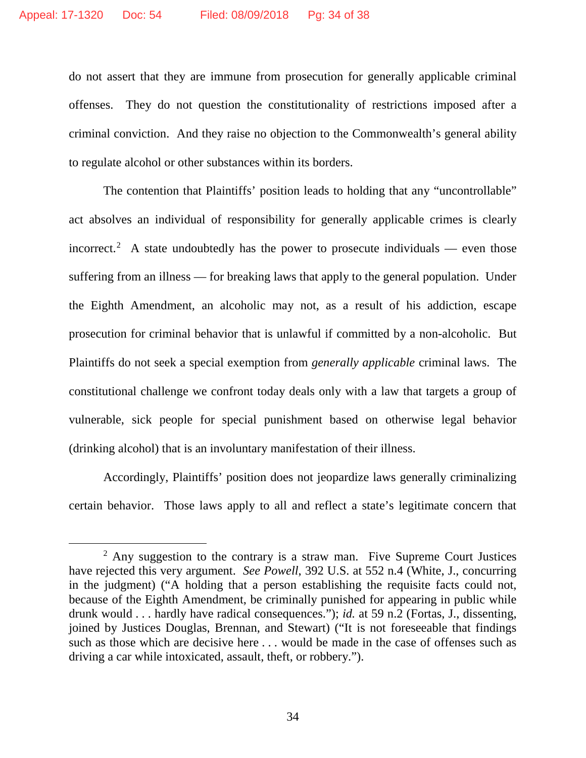do not assert that they are immune from prosecution for generally applicable criminal offenses. They do not question the constitutionality of restrictions imposed after a criminal conviction. And they raise no objection to the Commonwealth's general ability to regulate alcohol or other substances within its borders.

The contention that Plaintiffs' position leads to holding that any "uncontrollable" act absolves an individual of responsibility for generally applicable crimes is clearly incorrect.[2] A state undoubtedly has the power to prosecute individuals — even those suffering from an illness — for breaking laws that apply to the general population. Under the Eighth Amendment, an alcoholic may not, as a result of his addiction, escape prosecution for criminal behavior that is unlawful if committed by a non-alcoholic. But Plaintiffs do not seek a special exemption from *generally applicable* criminal laws. The constitutional challenge we confront today deals only with a law that targets a group of vulnerable, sick people for special punishment based on otherwise legal behavior (drinking alcohol) that is an involuntary manifestation of their illness.

Accordingly, Plaintiffs' position does not jeopardize laws generally criminalizing certain behavior. Those laws apply to all and reflect a state's legitimate concern that

---

[2] Any suggestion to the contrary is a straw man. Five Supreme Court Justices have rejected this very argument. *See Powell*, 392 U.S. at 552 n.4 (White, J., concurring in the judgment) ("A holding that a person establishing the requisite facts could not, because of the Eighth Amendment, be criminally punished for appearing in public while drunk would . . . hardly have radical consequences."); *id.* at 59 n.2 (Fortas, J., dissenting, joined by Justices Douglas, Brennan, and Stewart) ("It is not foreseeable that findings such as those which are decisive here . . . would be made in the case of offenses such as driving a car while intoxicated, assault, theft, or robbery.").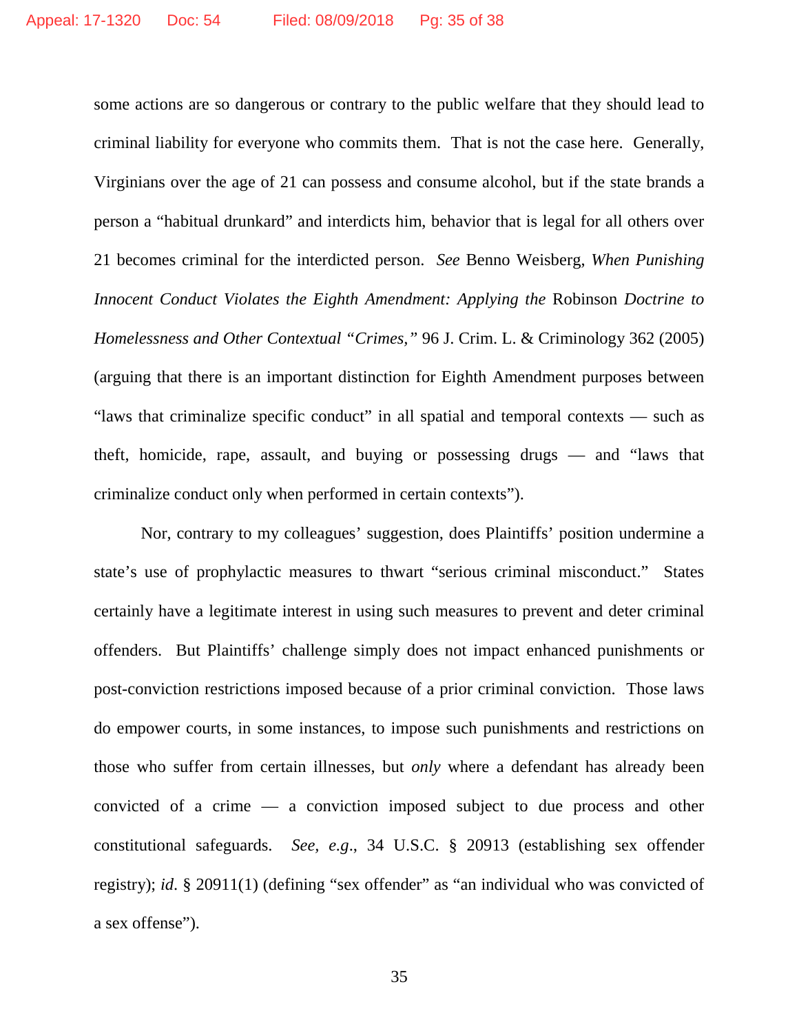some actions are so dangerous or contrary to the public welfare that they should lead to criminal liability for everyone who commits them. That is not the case here. Generally, Virginians over the age of 21 can possess and consume alcohol, but if the state brands a person a "habitual drunkard" and interdicts him, behavior that is legal for all others over 21 becomes criminal for the interdicted person. *See* Benno Weisberg, *When Punishing Innocent Conduct Violates the Eighth Amendment: Applying the* Robinson *Doctrine to Homelessness and Other Contextual "Crimes,"* 96 J. Crim. L. & Criminology 362 (2005) (arguing that there is an important distinction for Eighth Amendment purposes between "laws that criminalize specific conduct" in all spatial and temporal contexts — such as theft, homicide, rape, assault, and buying or possessing drugs — and "laws that criminalize conduct only when performed in certain contexts").

Nor, contrary to my colleagues' suggestion, does Plaintiffs' position undermine a state's use of prophylactic measures to thwart "serious criminal misconduct." States certainly have a legitimate interest in using such measures to prevent and deter criminal offenders. But Plaintiffs' challenge simply does not impact enhanced punishments or post-conviction restrictions imposed because of a prior criminal conviction. Those laws do empower courts, in some instances, to impose such punishments and restrictions on those who suffer from certain illnesses, but *only* where a defendant has already been convicted of a crime — a conviction imposed subject to due process and other constitutional safeguards. *See, e.g.*, 34 U.S.C. § 20913 (establishing sex offender registry); *id*. § 20911(1) (defining "sex offender" as "an individual who was convicted of a sex offense").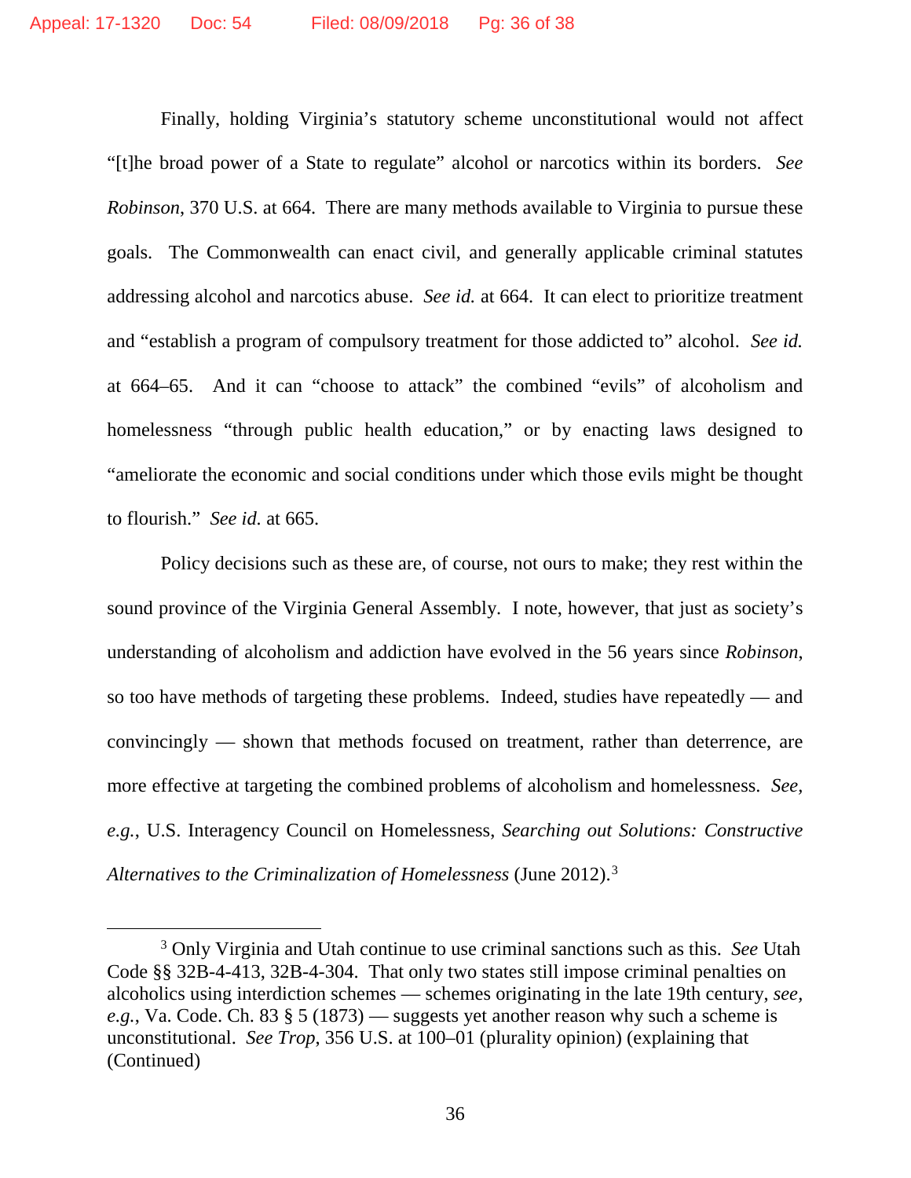Finally, holding Virginia's statutory scheme unconstitutional would not affect "[t]he broad power of a State to regulate" alcohol or narcotics within its borders. *See Robinson*, 370 U.S. at 664. There are many methods available to Virginia to pursue these goals. The Commonwealth can enact civil, and generally applicable criminal statutes addressing alcohol and narcotics abuse. *See id.* at 664. It can elect to prioritize treatment and "establish a program of compulsory treatment for those addicted to" alcohol. *See id.* at 664–65. And it can "choose to attack" the combined "evils" of alcoholism and homelessness "through public health education," or by enacting laws designed to "ameliorate the economic and social conditions under which those evils might be thought to flourish." *See id.* at 665.

Policy decisions such as these are, of course, not ours to make; they rest within the sound province of the Virginia General Assembly. I note, however, that just as society's understanding of alcoholism and addiction have evolved in the 56 years since *Robinson*, so too have methods of targeting these problems. Indeed, studies have repeatedly — and convincingly — shown that methods focused on treatment, rather than deterrence, are more effective at targeting the combined problems of alcoholism and homelessness. *See, e.g.*, U.S. Interagency Council on Homelessness, *Searching out Solutions: Constructive Alternatives to the Criminalization of Homelessness* (June 2012).[3]

---

[3] Only Virginia and Utah continue to use criminal sanctions such as this. *See* Utah Code §§ 32B-4-413, 32B-4-304. That only two states still impose criminal penalties on alcoholics using interdiction schemes — schemes originating in the late 19th century, *see, e.g.*, Va. Code. Ch. 83 § 5 (1873) — suggests yet another reason why such a scheme is unconstitutional. *See Trop*, 356 U.S. at 100–01 (plurality opinion) (explaining that (Continued)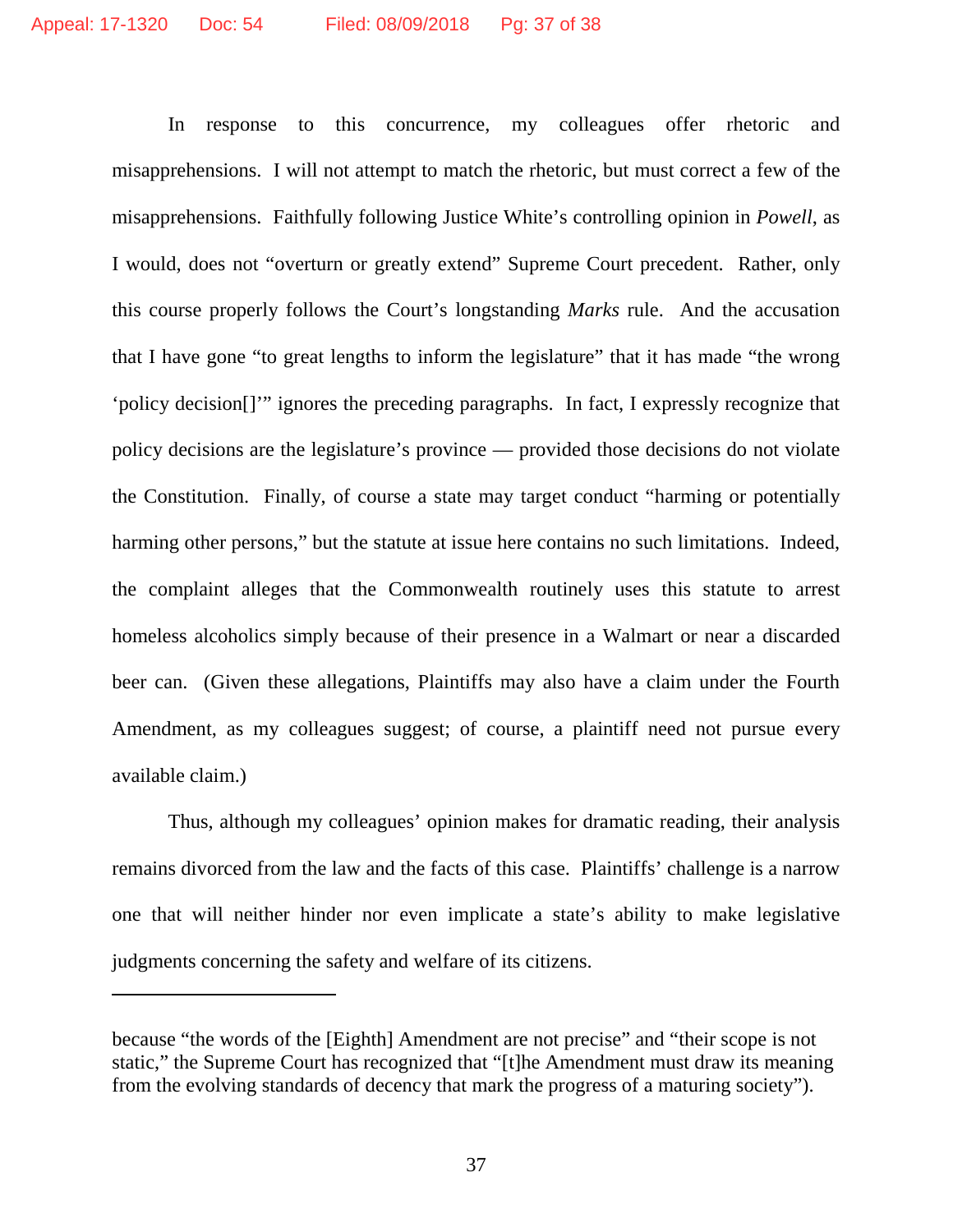In response to this concurrence, my colleagues offer rhetoric and misapprehensions. I will not attempt to match the rhetoric, but must correct a few of the misapprehensions. Faithfully following Justice White's controlling opinion in *Powell*, as I would, does not "overturn or greatly extend" Supreme Court precedent. Rather, only this course properly follows the Court's longstanding *Marks* rule. And the accusation that I have gone "to great lengths to inform the legislature" that it has made "the wrong 'policy decision[]'" ignores the preceding paragraphs. In fact, I expressly recognize that policy decisions are the legislature's province — provided those decisions do not violate the Constitution. Finally, of course a state may target conduct "harming or potentially harming other persons," but the statute at issue here contains no such limitations. Indeed, the complaint alleges that the Commonwealth routinely uses this statute to arrest homeless alcoholics simply because of their presence in a Walmart or near a discarded beer can. (Given these allegations, Plaintiffs may also have a claim under the Fourth Amendment, as my colleagues suggest; of course, a plaintiff need not pursue every available claim.)

Thus, although my colleagues' opinion makes for dramatic reading, their analysis remains divorced from the law and the facts of this case. Plaintiffs' challenge is a narrow one that will neither hinder nor even implicate a state's ability to make legislative judgments concerning the safety and welfare of its citizens.

---

because "the words of the [Eighth] Amendment are not precise" and "their scope is not static," the Supreme Court has recognized that "[t]he Amendment must draw its meaning from the evolving standards of decency that mark the progress of a maturing society").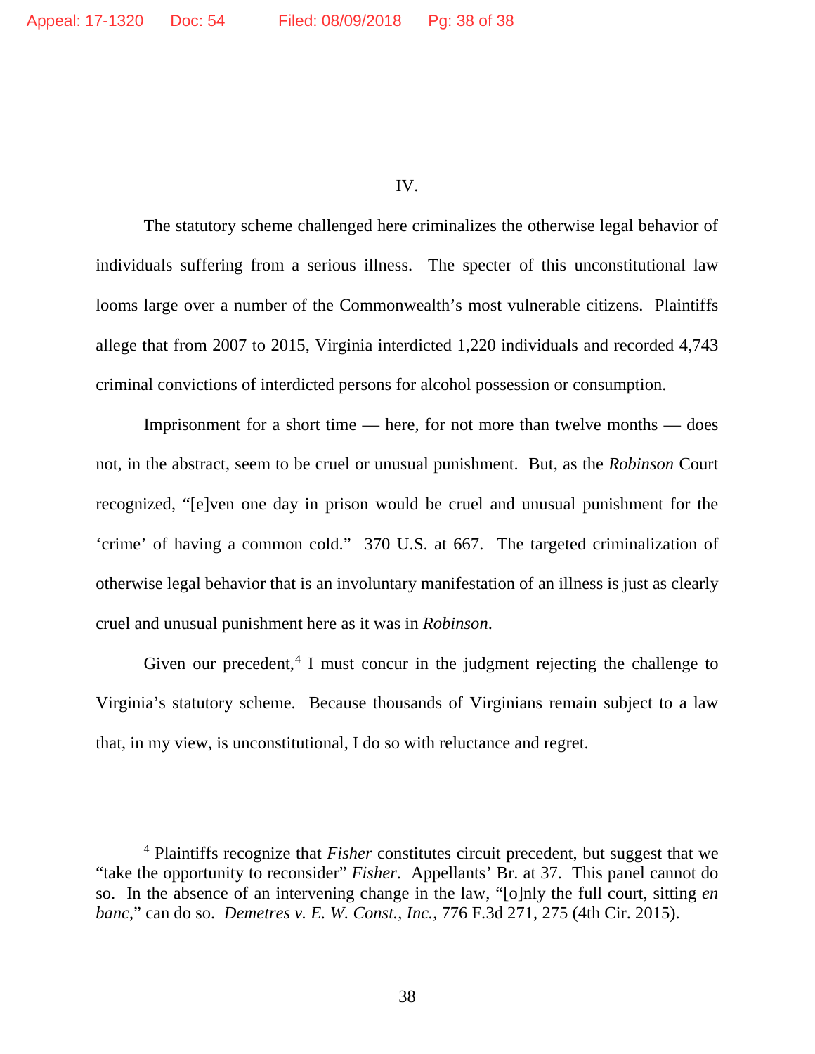IV.

The statutory scheme challenged here criminalizes the otherwise legal behavior of individuals suffering from a serious illness. The specter of this unconstitutional law looms large over a number of the Commonwealth's most vulnerable citizens. Plaintiffs allege that from 2007 to 2015, Virginia interdicted 1,220 individuals and recorded 4,743 criminal convictions of interdicted persons for alcohol possession or consumption.

Imprisonment for a short time — here, for not more than twelve months — does not, in the abstract, seem to be cruel or unusual punishment. But, as the *Robinson* Court recognized, "[e]ven one day in prison would be cruel and unusual punishment for the 'crime' of having a common cold." 370 U.S. at 667. The targeted criminalization of otherwise legal behavior that is an involuntary manifestation of an illness is just as clearly cruel and unusual punishment here as it was in *Robinson*.

Given our precedent,[4] I must concur in the judgment rejecting the challenge to Virginia's statutory scheme. Because thousands of Virginians remain subject to a law that, in my view, is unconstitutional, I do so with reluctance and regret.

---

[4] Plaintiffs recognize that *Fisher* constitutes circuit precedent, but suggest that we "take the opportunity to reconsider" *Fisher*. Appellants' Br. at 37. This panel cannot do so. In the absence of an intervening change in the law, "[o]nly the full court, sitting *en banc*," can do so. *Demetres v. E. W. Const., Inc.*, 776 F.3d 271, 275 (4th Cir. 2015).